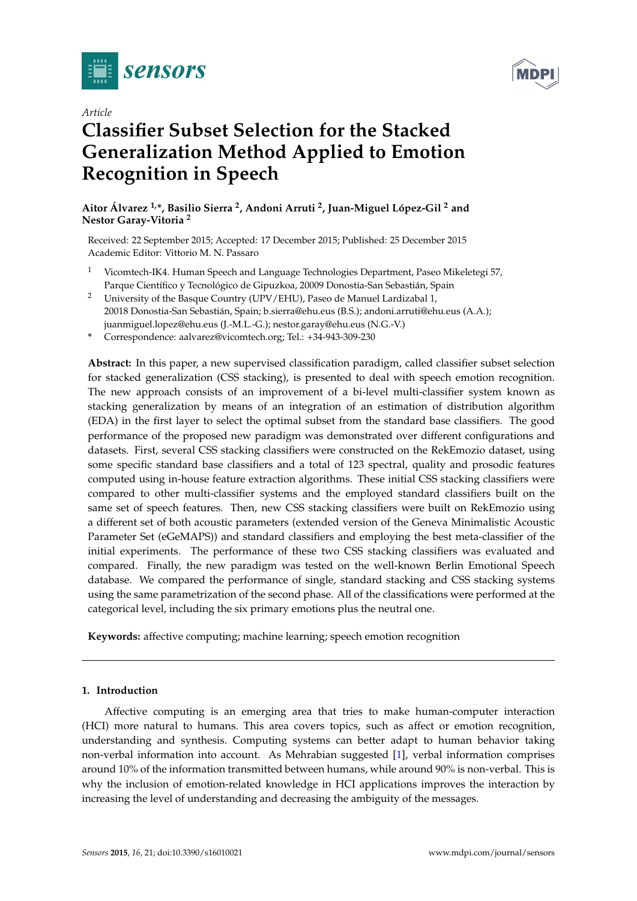Article

# Classifier Subset Selection for the Stacked Generalization Method Applied to Emotion Recognition in Speech

**Aitor Álvarez [1,*], Basilio Sierra [2], Andoni Arruti [2], Juan-Miguel López-Gil [2] and Nestor Garay-Vitoria [2]**

Received: 22 September 2015; Accepted: 17 December 2015; Published: 25 December 2015
Academic Editor: Vittorio M. N. Passaro

[1] Vicomtech-IK4. Human Speech and Language Technologies Department, Paseo Mikeletegi 57, Parque Científico y Tecnológico de Gipuzkoa, 20009 Donostia-San Sebastián, Spain

[2] University of the Basque Country (UPV/EHU), Paseo de Manuel Lardizabal 1, 20018 Donostia-San Sebastián, Spain; b.sierra@ehu.eus (B.S.); andoni.arruti@ehu.eus (A.A.); juanmiguel.lopez@ehu.eus (J.-M.L.-G.); nestor.garay@ehu.eus (N.G.-V.)

\* Correspondence: aalvarez@vicomtech.org; Tel.: +34-943-309-230

**Abstract:** In this paper, a new supervised classification paradigm, called classifier subset selection for stacked generalization (CSS stacking), is presented to deal with speech emotion recognition. The new approach consists of an improvement of a bi-level multi-classifier system known as stacking generalization by means of an integration of an estimation of distribution algorithm (EDA) in the first layer to select the optimal subset from the standard base classifiers. The good performance of the proposed new paradigm was demonstrated over different configurations and datasets. First, several CSS stacking classifiers were constructed on the RekEmozio dataset, using some specific standard base classifiers and a total of 123 spectral, quality and prosodic features computed using in-house feature extraction algorithms. These initial CSS stacking classifiers were compared to other multi-classifier systems and the employed standard classifiers built on the same set of speech features. Then, new CSS stacking classifiers were built on RekEmozio using a different set of both acoustic parameters (extended version of the Geneva Minimalistic Acoustic Parameter Set (eGeMAPS)) and standard classifiers and employing the best meta-classifier of the initial experiments. The performance of these two CSS stacking classifiers was evaluated and compared. Finally, the new paradigm was tested on the well-known Berlin Emotional Speech database. We compared the performance of single, standard stacking and CSS stacking systems using the same parametrization of the second phase. All of the classifications were performed at the categorical level, including the six primary emotions plus the neutral one.

**Keywords:** affective computing; machine learning; speech emotion recognition

## 1. Introduction

Affective computing is an emerging area that tries to make human-computer interaction (HCI) more natural to humans. This area covers topics, such as affect or emotion recognition, understanding and synthesis. Computing systems can better adapt to human behavior taking non-verbal information into account. As Mehrabian suggested [1], verbal information comprises around 10% of the information transmitted between humans, while around 90% is non-verbal. This is why the inclusion of emotion-related knowledge in HCI applications improves the interaction by increasing the level of understanding and decreasing the ambiguity of the messages.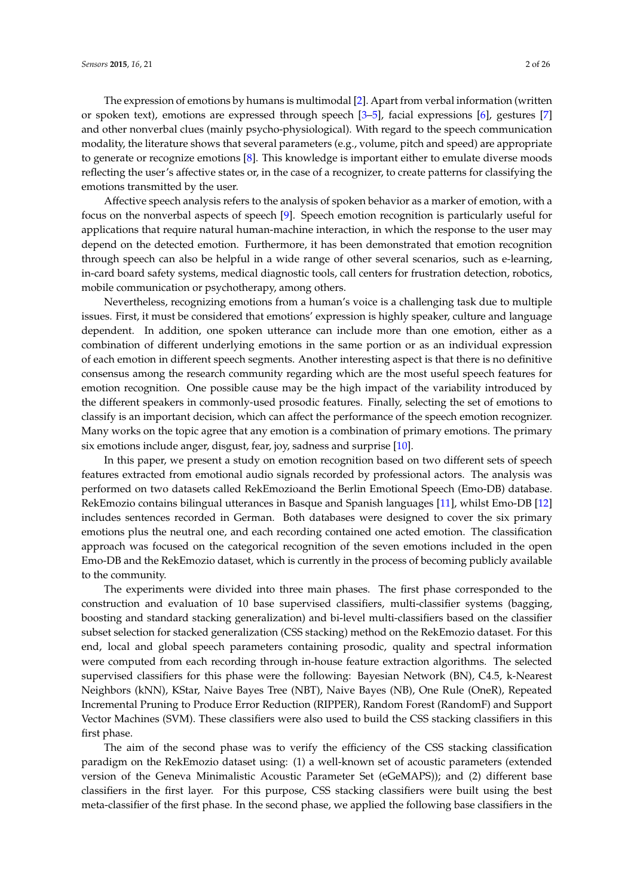The expression of emotions by humans is multimodal [2]. Apart from verbal information (written or spoken text), emotions are expressed through speech [3–5], facial expressions [6], gestures [7] and other nonverbal clues (mainly psycho-physiological). With regard to the speech communication modality, the literature shows that several parameters (e.g., volume, pitch and speed) are appropriate to generate or recognize emotions [8]. This knowledge is important either to emulate diverse moods reflecting the user's affective states or, in the case of a recognizer, to create patterns for classifying the emotions transmitted by the user.

Affective speech analysis refers to the analysis of spoken behavior as a marker of emotion, with a focus on the nonverbal aspects of speech [9]. Speech emotion recognition is particularly useful for applications that require natural human-machine interaction, in which the response to the user may depend on the detected emotion. Furthermore, it has been demonstrated that emotion recognition through speech can also be helpful in a wide range of other several scenarios, such as e-learning, in-card board safety systems, medical diagnostic tools, call centers for frustration detection, robotics, mobile communication or psychotherapy, among others.

Nevertheless, recognizing emotions from a human's voice is a challenging task due to multiple issues. First, it must be considered that emotions' expression is highly speaker, culture and language dependent. In addition, one spoken utterance can include more than one emotion, either as a combination of different underlying emotions in the same portion or as an individual expression of each emotion in different speech segments. Another interesting aspect is that there is no definitive consensus among the research community regarding which are the most useful speech features for emotion recognition. One possible cause may be the high impact of the variability introduced by the different speakers in commonly-used prosodic features. Finally, selecting the set of emotions to classify is an important decision, which can affect the performance of the speech emotion recognizer. Many works on the topic agree that any emotion is a combination of primary emotions. The primary six emotions include anger, disgust, fear, joy, sadness and surprise [10].

In this paper, we present a study on emotion recognition based on two different sets of speech features extracted from emotional audio signals recorded by professional actors. The analysis was performed on two datasets called RekEmozioand the Berlin Emotional Speech (Emo-DB) database. RekEmozio contains bilingual utterances in Basque and Spanish languages [11], whilst Emo-DB [12] includes sentences recorded in German. Both databases were designed to cover the six primary emotions plus the neutral one, and each recording contained one acted emotion. The classification approach was focused on the categorical recognition of the seven emotions included in the open Emo-DB and the RekEmozio dataset, which is currently in the process of becoming publicly available to the community.

The experiments were divided into three main phases. The first phase corresponded to the construction and evaluation of 10 base supervised classifiers, multi-classifier systems (bagging, boosting and standard stacking generalization) and bi-level multi-classifiers based on the classifier subset selection for stacked generalization (CSS stacking) method on the RekEmozio dataset. For this end, local and global speech parameters containing prosodic, quality and spectral information were computed from each recording through in-house feature extraction algorithms. The selected supervised classifiers for this phase were the following: Bayesian Network (BN), C4.5, k-Nearest Neighbors (kNN), KStar, Naive Bayes Tree (NBT), Naive Bayes (NB), One Rule (OneR), Repeated Incremental Pruning to Produce Error Reduction (RIPPER), Random Forest (RandomF) and Support Vector Machines (SVM). These classifiers were also used to build the CSS stacking classifiers in this first phase.

The aim of the second phase was to verify the efficiency of the CSS stacking classification paradigm on the RekEmozio dataset using: (1) a well-known set of acoustic parameters (extended version of the Geneva Minimalistic Acoustic Parameter Set (eGeMAPS)); and (2) different base classifiers in the first layer. For this purpose, CSS stacking classifiers were built using the best meta-classifier of the first phase. In the second phase, we applied the following base classifiers in the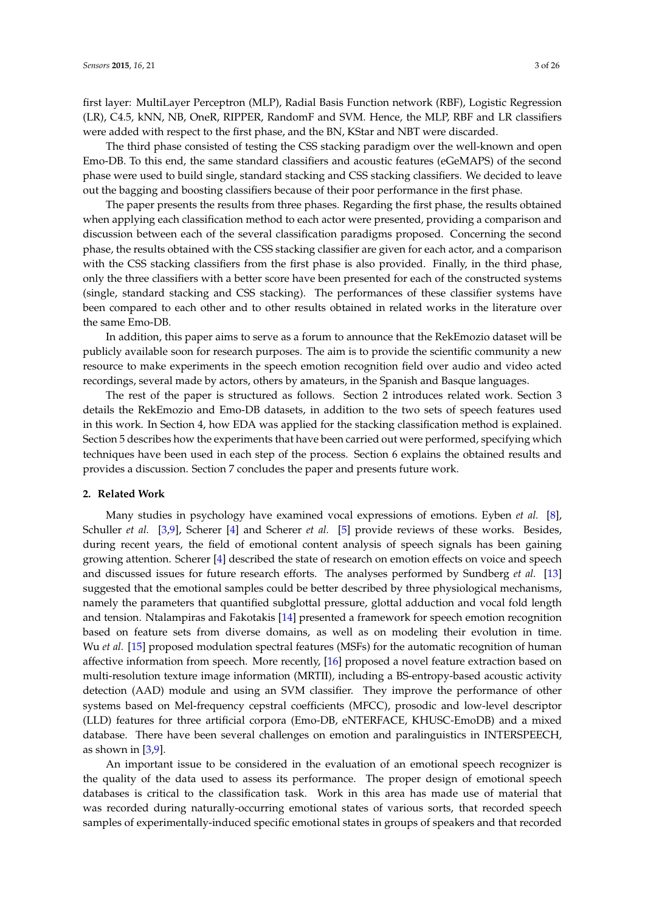first layer: MultiLayer Perceptron (MLP), Radial Basis Function network (RBF), Logistic Regression (LR), C4.5, kNN, NB, OneR, RIPPER, RandomF and SVM. Hence, the MLP, RBF and LR classifiers were added with respect to the first phase, and the BN, KStar and NBT were discarded.

The third phase consisted of testing the CSS stacking paradigm over the well-known and open Emo-DB. To this end, the same standard classifiers and acoustic features (eGeMAPS) of the second phase were used to build single, standard stacking and CSS stacking classifiers. We decided to leave out the bagging and boosting classifiers because of their poor performance in the first phase.

The paper presents the results from three phases. Regarding the first phase, the results obtained when applying each classification method to each actor were presented, providing a comparison and discussion between each of the several classification paradigms proposed. Concerning the second phase, the results obtained with the CSS stacking classifier are given for each actor, and a comparison with the CSS stacking classifiers from the first phase is also provided. Finally, in the third phase, only the three classifiers with a better score have been presented for each of the constructed systems (single, standard stacking and CSS stacking). The performances of these classifier systems have been compared to each other and to other results obtained in related works in the literature over the same Emo-DB.

In addition, this paper aims to serve as a forum to announce that the RekEmozio dataset will be publicly available soon for research purposes. The aim is to provide the scientific community a new resource to make experiments in the speech emotion recognition field over audio and video acted recordings, several made by actors, others by amateurs, in the Spanish and Basque languages.

The rest of the paper is structured as follows. Section 2 introduces related work. Section 3 details the RekEmozio and Emo-DB datasets, in addition to the two sets of speech features used in this work. In Section 4, how EDA was applied for the stacking classification method is explained. Section 5 describes how the experiments that have been carried out were performed, specifying which techniques have been used in each step of the process. Section 6 explains the obtained results and provides a discussion. Section 7 concludes the paper and presents future work.

## 2. Related Work

Many studies in psychology have examined vocal expressions of emotions. Eyben *et al.* [8], Schuller *et al.* [3,9], Scherer [4] and Scherer *et al.* [5] provide reviews of these works. Besides, during recent years, the field of emotional content analysis of speech signals has been gaining growing attention. Scherer [4] described the state of research on emotion effects on voice and speech and discussed issues for future research efforts. The analyses performed by Sundberg *et al.* [13] suggested that the emotional samples could be better described by three physiological mechanisms, namely the parameters that quantified subglottal pressure, glottal adduction and vocal fold length and tension. Ntalampiras and Fakotakis [14] presented a framework for speech emotion recognition based on feature sets from diverse domains, as well as on modeling their evolution in time. Wu *et al.* [15] proposed modulation spectral features (MSFs) for the automatic recognition of human affective information from speech. More recently, [16] proposed a novel feature extraction based on multi-resolution texture image information (MRTII), including a BS-entropy-based acoustic activity detection (AAD) module and using an SVM classifier. They improve the performance of other systems based on Mel-frequency cepstral coefficients (MFCC), prosodic and low-level descriptor (LLD) features for three artificial corpora (Emo-DB, eNTERFACE, KHUSC-EmoDB) and a mixed database. There have been several challenges on emotion and paralinguistics in INTERSPEECH, as shown in [3,9].

An important issue to be considered in the evaluation of an emotional speech recognizer is the quality of the data used to assess its performance. The proper design of emotional speech databases is critical to the classification task. Work in this area has made use of material that was recorded during naturally-occurring emotional states of various sorts, that recorded speech samples of experimentally-induced specific emotional states in groups of speakers and that recorded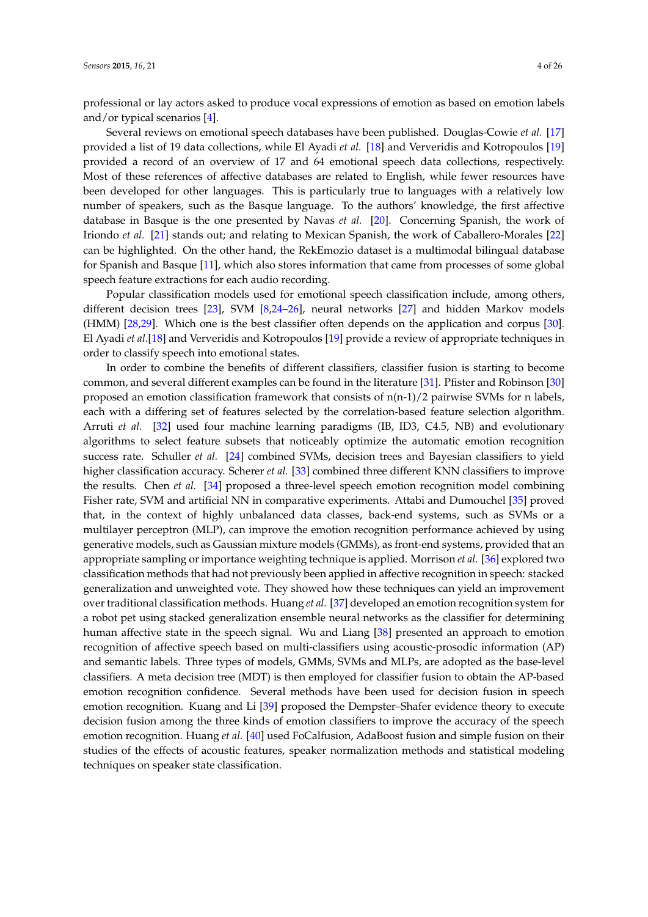professional or lay actors asked to produce vocal expressions of emotion as based on emotion labels and/or typical scenarios [4].

Several reviews on emotional speech databases have been published. Douglas-Cowie *et al.* [17] provided a list of 19 data collections, while El Ayadi *et al.* [18] and Ververidis and Kotropoulos [19] provided a record of an overview of 17 and 64 emotional speech data collections, respectively. Most of these references of affective databases are related to English, while fewer resources have been developed for other languages. This is particularly true to languages with a relatively low number of speakers, such as the Basque language. To the authors' knowledge, the first affective database in Basque is the one presented by Navas *et al.* [20]. Concerning Spanish, the work of Iriondo *et al.* [21] stands out; and relating to Mexican Spanish, the work of Caballero-Morales [22] can be highlighted. On the other hand, the RekEmozio dataset is a multimodal bilingual database for Spanish and Basque [11], which also stores information that came from processes of some global speech feature extractions for each audio recording.

Popular classification models used for emotional speech classification include, among others, different decision trees [23], SVM [8,24–26], neural networks [27] and hidden Markov models (HMM) [28,29]. Which one is the best classifier often depends on the application and corpus [30]. El Ayadi *et al.*[18] and Ververidis and Kotropoulos [19] provide a review of appropriate techniques in order to classify speech into emotional states.

In order to combine the benefits of different classifiers, classifier fusion is starting to become common, and several different examples can be found in the literature [31]. Pfister and Robinson [30] proposed an emotion classification framework that consists of n(n-1)/2 pairwise SVMs for n labels, each with a differing set of features selected by the correlation-based feature selection algorithm. Arruti *et al.* [32] used four machine learning paradigms (IB, ID3, C4.5, NB) and evolutionary algorithms to select feature subsets that noticeably optimize the automatic emotion recognition success rate. Schuller *et al.* [24] combined SVMs, decision trees and Bayesian classifiers to yield higher classification accuracy. Scherer *et al.* [33] combined three different KNN classifiers to improve the results. Chen *et al.* [34] proposed a three-level speech emotion recognition model combining Fisher rate, SVM and artificial NN in comparative experiments. Attabi and Dumouchel [35] proved that, in the context of highly unbalanced data classes, back-end systems, such as SVMs or a multilayer perceptron (MLP), can improve the emotion recognition performance achieved by using generative models, such as Gaussian mixture models (GMMs), as front-end systems, provided that an appropriate sampling or importance weighting technique is applied. Morrison *et al.* [36] explored two classification methods that had not previously been applied in affective recognition in speech: stacked generalization and unweighted vote. They showed how these techniques can yield an improvement over traditional classification methods. Huang *et al.* [37] developed an emotion recognition system for a robot pet using stacked generalization ensemble neural networks as the classifier for determining human affective state in the speech signal. Wu and Liang [38] presented an approach to emotion recognition of affective speech based on multi-classifiers using acoustic-prosodic information (AP) and semantic labels. Three types of models, GMMs, SVMs and MLPs, are adopted as the base-level classifiers. A meta decision tree (MDT) is then employed for classifier fusion to obtain the AP-based emotion recognition confidence. Several methods have been used for decision fusion in speech emotion recognition. Kuang and Li [39] proposed the Dempster–Shafer evidence theory to execute decision fusion among the three kinds of emotion classifiers to improve the accuracy of the speech emotion recognition. Huang *et al.* [40] used FoCalfusion, AdaBoost fusion and simple fusion on their studies of the effects of acoustic features, speaker normalization methods and statistical modeling techniques on speaker state classification.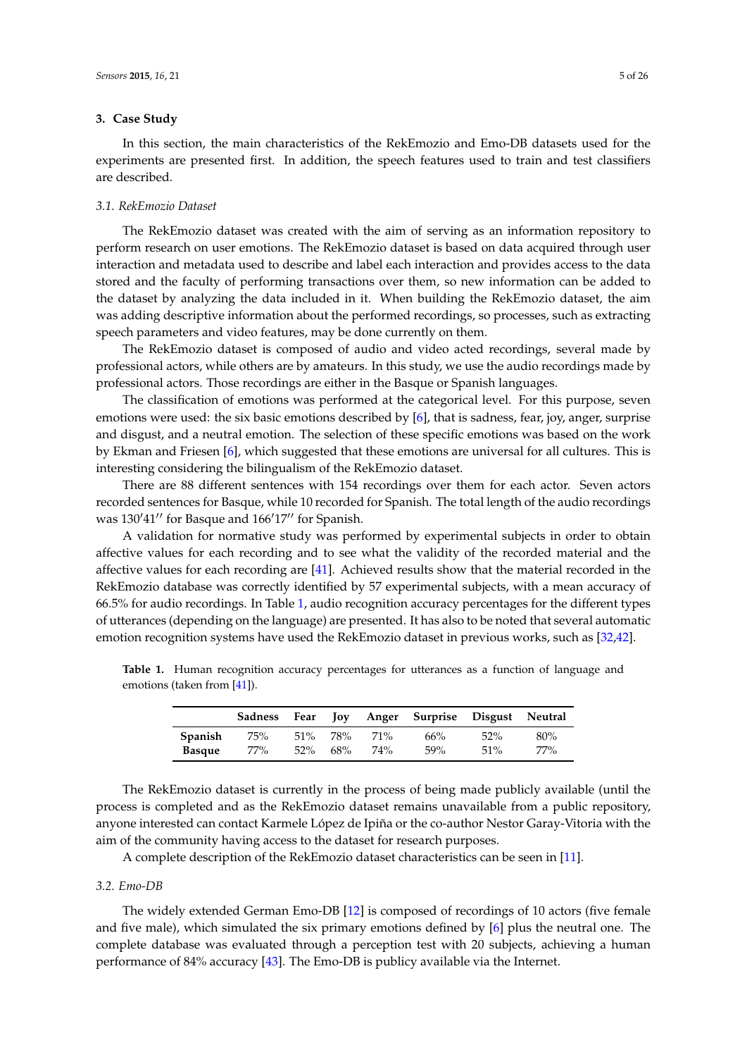## 3. Case Study

In this section, the main characteristics of the RekEmozio and Emo-DB datasets used for the experiments are presented first. In addition, the speech features used to train and test classifiers are described.

### 3.1. RekEmozio Dataset

The RekEmozio dataset was created with the aim of serving as an information repository to perform research on user emotions. The RekEmozio dataset is based on data acquired through user interaction and metadata used to describe and label each interaction and provides access to the data stored and the faculty of performing transactions over them, so new information can be added to the dataset by analyzing the data included in it. When building the RekEmozio dataset, the aim was adding descriptive information about the performed recordings, so processes, such as extracting speech parameters and video features, may be done currently on them.

The RekEmozio dataset is composed of audio and video acted recordings, several made by professional actors, while others are by amateurs. In this study, we use the audio recordings made by professional actors. Those recordings are either in the Basque or Spanish languages.

The classification of emotions was performed at the categorical level. For this purpose, seven emotions were used: the six basic emotions described by [6], that is sadness, fear, joy, anger, surprise and disgust, and a neutral emotion. The selection of these specific emotions was based on the work by Ekman and Friesen [6], which suggested that these emotions are universal for all cultures. This is interesting considering the bilingualism of the RekEmozio dataset.

There are 88 different sentences with 154 recordings over them for each actor. Seven actors recorded sentences for Basque, while 10 recorded for Spanish. The total length of the audio recordings was 130′41′′ for Basque and 166′17′′ for Spanish.

A validation for normative study was performed by experimental subjects in order to obtain affective values for each recording and to see what the validity of the recorded material and the affective values for each recording are [41]. Achieved results show that the material recorded in the RekEmozio database was correctly identified by 57 experimental subjects, with a mean accuracy of 66.5% for audio recordings. In Table 1, audio recognition accuracy percentages for the different types of utterances (depending on the language) are presented. It has also to be noted that several automatic emotion recognition systems have used the RekEmozio dataset in previous works, such as [32,42].

**Table 1.** Human recognition accuracy percentages for utterances as a function of language and emotions (taken from [41]).

| | Sadness | Fear | Joy | Anger | Surprise | Disgust | Neutral |
|---|---|---|---|---|---|---|---|
| **Spanish** | 75% | 51% | 78% | 71% | 66% | 52% | 80% |
| **Basque** | 77% | 52% | 68% | 74% | 59% | 51% | 77% |

The RekEmozio dataset is currently in the process of being made publicly available (until the process is completed and as the RekEmozio dataset remains unavailable from a public repository, anyone interested can contact Karmele López de Ipiña or the co-author Nestor Garay-Vitoria with the aim of the community having access to the dataset for research purposes.

A complete description of the RekEmozio dataset characteristics can be seen in [11].

### 3.2. Emo-DB

The widely extended German Emo-DB [12] is composed of recordings of 10 actors (five female and five male), which simulated the six primary emotions defined by [6] plus the neutral one. The complete database was evaluated through a perception test with 20 subjects, achieving a human performance of 84% accuracy [43]. The Emo-DB is publicy available via the Internet.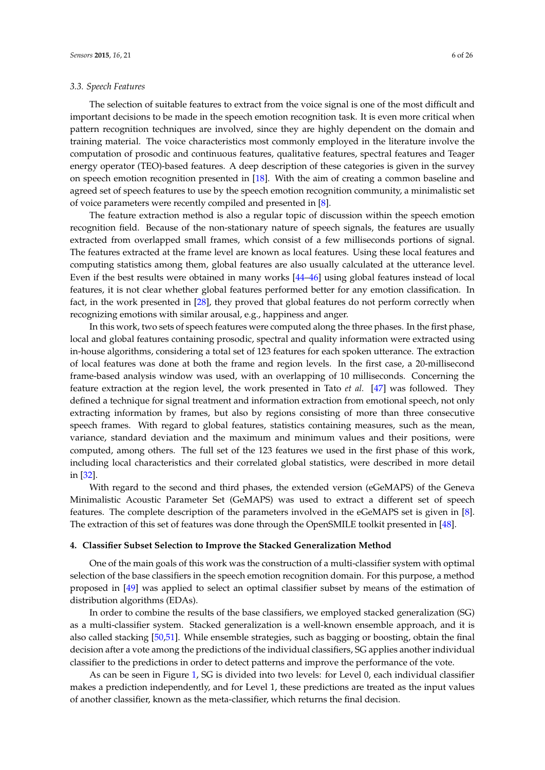### 3.3. Speech Features

The selection of suitable features to extract from the voice signal is one of the most difficult and important decisions to be made in the speech emotion recognition task. It is even more critical when pattern recognition techniques are involved, since they are highly dependent on the domain and training material. The voice characteristics most commonly employed in the literature involve the computation of prosodic and continuous features, qualitative features, spectral features and Teager energy operator (TEO)-based features. A deep description of these categories is given in the survey on speech emotion recognition presented in [18]. With the aim of creating a common baseline and agreed set of speech features to use by the speech emotion recognition community, a minimalistic set of voice parameters were recently compiled and presented in [8].

The feature extraction method is also a regular topic of discussion within the speech emotion recognition field. Because of the non-stationary nature of speech signals, the features are usually extracted from overlapped small frames, which consist of a few milliseconds portions of signal. The features extracted at the frame level are known as local features. Using these local features and computing statistics among them, global features are also usually calculated at the utterance level. Even if the best results were obtained in many works [44–46] using global features instead of local features, it is not clear whether global features performed better for any emotion classification. In fact, in the work presented in [28], they proved that global features do not perform correctly when recognizing emotions with similar arousal, e.g., happiness and anger.

In this work, two sets of speech features were computed along the three phases. In the first phase, local and global features containing prosodic, spectral and quality information were extracted using in-house algorithms, considering a total set of 123 features for each spoken utterance. The extraction of local features was done at both the frame and region levels. In the first case, a 20-millisecond frame-based analysis window was used, with an overlapping of 10 milliseconds. Concerning the feature extraction at the region level, the work presented in Tato *et al.* [47] was followed. They defined a technique for signal treatment and information extraction from emotional speech, not only extracting information by frames, but also by regions consisting of more than three consecutive speech frames. With regard to global features, statistics containing measures, such as the mean, variance, standard deviation and the maximum and minimum values and their positions, were computed, among others. The full set of the 123 features we used in the first phase of this work, including local characteristics and their correlated global statistics, were described in more detail in [32].

With regard to the second and third phases, the extended version (eGeMAPS) of the Geneva Minimalistic Acoustic Parameter Set (GeMAPS) was used to extract a different set of speech features. The complete description of the parameters involved in the eGeMAPS set is given in [8]. The extraction of this set of features was done through the OpenSMILE toolkit presented in [48].

## 4. Classifier Subset Selection to Improve the Stacked Generalization Method

One of the main goals of this work was the construction of a multi-classifier system with optimal selection of the base classifiers in the speech emotion recognition domain. For this purpose, a method proposed in [49] was applied to select an optimal classifier subset by means of the estimation of distribution algorithms (EDAs).

In order to combine the results of the base classifiers, we employed stacked generalization (SG) as a multi-classifier system. Stacked generalization is a well-known ensemble approach, and it is also called stacking [50,51]. While ensemble strategies, such as bagging or boosting, obtain the final decision after a vote among the predictions of the individual classifiers, SG applies another individual classifier to the predictions in order to detect patterns and improve the performance of the vote.

As can be seen in Figure 1, SG is divided into two levels: for Level 0, each individual classifier makes a prediction independently, and for Level 1, these predictions are treated as the input values of another classifier, known as the meta-classifier, which returns the final decision.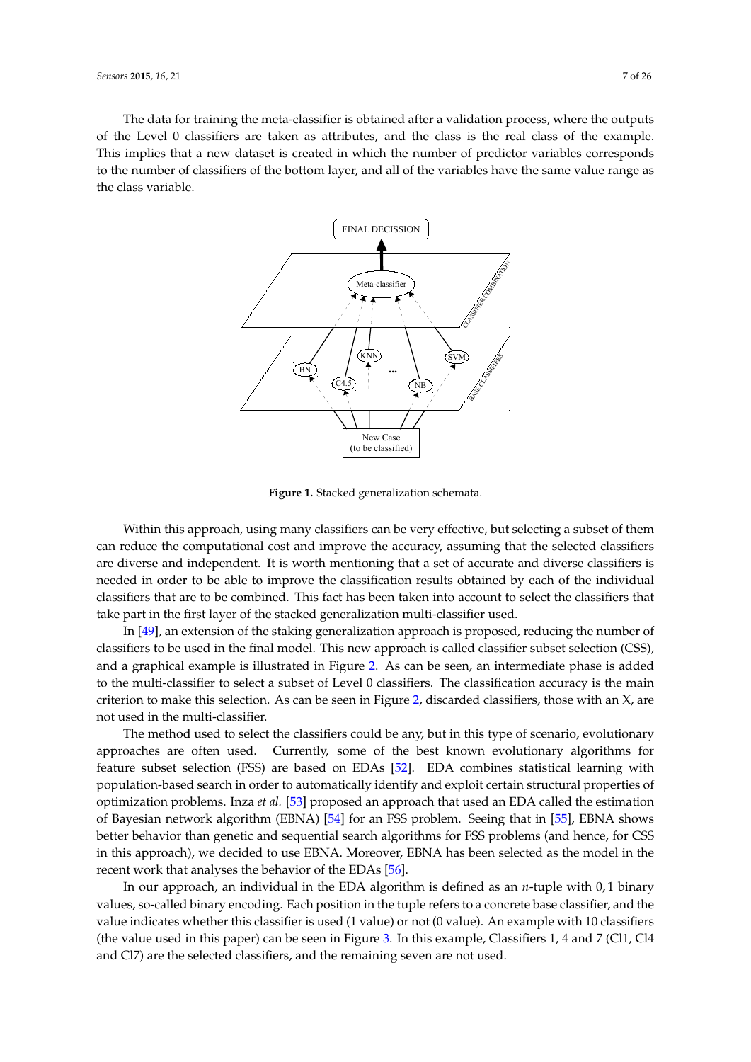The data for training the meta-classifier is obtained after a validation process, where the outputs of the Level 0 classifiers are taken as attributes, and the class is the real class of the example. This implies that a new dataset is created in which the number of predictor variables corresponds to the number of classifiers of the bottom layer, and all of the variables have the same value range as the class variable.

**Figure 1.** Stacked generalization schemata.

Within this approach, using many classifiers can be very effective, but selecting a subset of them can reduce the computational cost and improve the accuracy, assuming that the selected classifiers are diverse and independent. It is worth mentioning that a set of accurate and diverse classifiers is needed in order to be able to improve the classification results obtained by each of the individual classifiers that are to be combined. This fact has been taken into account to select the classifiers that take part in the first layer of the stacked generalization multi-classifier used.

In [49], an extension of the staking generalization approach is proposed, reducing the number of classifiers to be used in the final model. This new approach is called classifier subset selection (CSS), and a graphical example is illustrated in Figure 2. As can be seen, an intermediate phase is added to the multi-classifier to select a subset of Level 0 classifiers. The classification accuracy is the main criterion to make this selection. As can be seen in Figure 2, discarded classifiers, those with an X, are not used in the multi-classifier.

The method used to select the classifiers could be any, but in this type of scenario, evolutionary approaches are often used. Currently, some of the best known evolutionary algorithms for feature subset selection (FSS) are based on EDAs [52]. EDA combines statistical learning with population-based search in order to automatically identify and exploit certain structural properties of optimization problems. Inza *et al.* [53] proposed an approach that used an EDA called the estimation of Bayesian network algorithm (EBNA) [54] for an FSS problem. Seeing that in [55], EBNA shows better behavior than genetic and sequential search algorithms for FSS problems (and hence, for CSS in this approach), we decided to use EBNA. Moreover, EBNA has been selected as the model in the recent work that analyses the behavior of the EDAs [56].

In our approach, an individual in the EDA algorithm is defined as an $n$-tuple with $0, 1$ binary values, so-called binary encoding. Each position in the tuple refers to a concrete base classifier, and the value indicates whether this classifier is used (1 value) or not (0 value). An example with 10 classifiers (the value used in this paper) can be seen in Figure 3. In this example, Classifiers 1, 4 and 7 (Cl1, Cl4 and Cl7) are the selected classifiers, and the remaining seven are not used.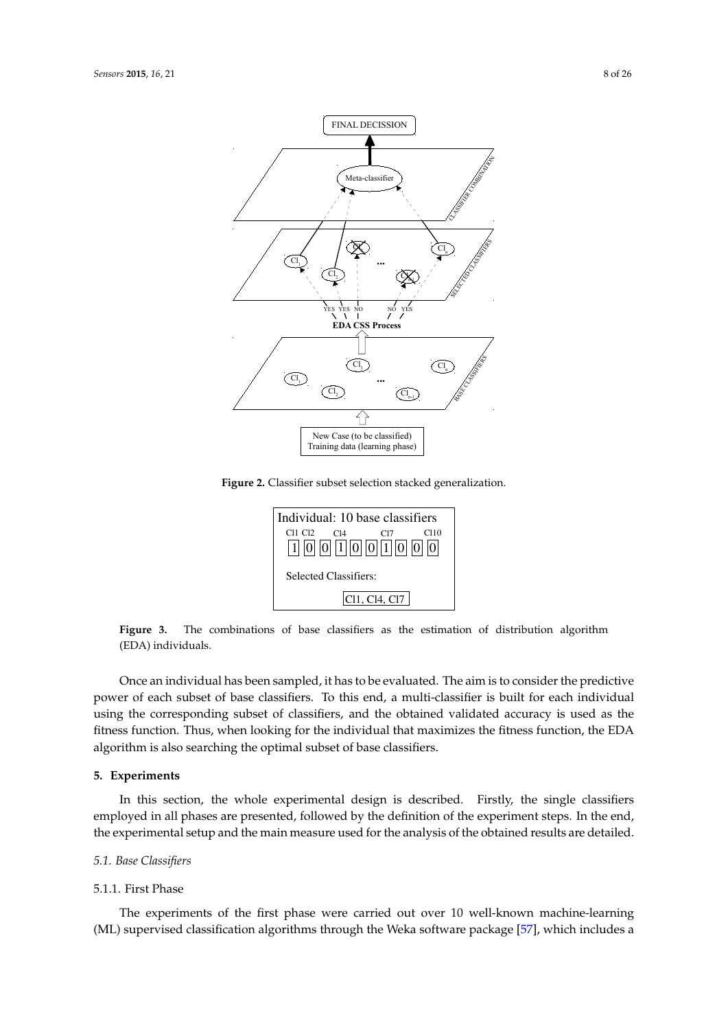Figure 2. Classifier subset selection stacked generalization.

Figure 3. The combinations of base classifiers as the estimation of distribution algorithm (EDA) individuals.

Once an individual has been sampled, it has to be evaluated. The aim is to consider the predictive power of each subset of base classifiers. To this end, a multi-classifier is built for each individual using the corresponding subset of classifiers, and the obtained validated accuracy is used as the fitness function. Thus, when looking for the individual that maximizes the fitness function, the EDA algorithm is also searching the optimal subset of base classifiers.

## 5. Experiments

In this section, the whole experimental design is described. Firstly, the single classifiers employed in all phases are presented, followed by the definition of the experiment steps. In the end, the experimental setup and the main measure used for the analysis of the obtained results are detailed.

### 5.1. Base Classifiers

#### 5.1.1. First Phase

The experiments of the first phase were carried out over 10 well-known machine-learning (ML) supervised classification algorithms through the Weka software package [57], which includes a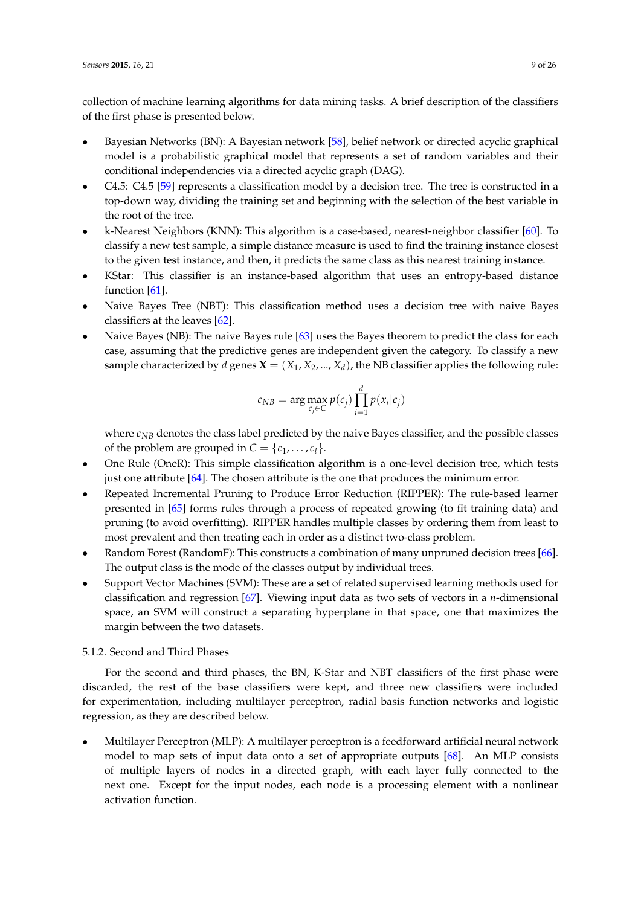collection of machine learning algorithms for data mining tasks. A brief description of the classifiers of the first phase is presented below.

- Bayesian Networks (BN): A Bayesian network [58], belief network or directed acyclic graphical model is a probabilistic graphical model that represents a set of random variables and their conditional independencies via a directed acyclic graph (DAG).
- C4.5: C4.5 [59] represents a classification model by a decision tree. The tree is constructed in a top-down way, dividing the training set and beginning with the selection of the best variable in the root of the tree.
- k-Nearest Neighbors (KNN): This algorithm is a case-based, nearest-neighbor classifier [60]. To classify a new test sample, a simple distance measure is used to find the training instance closest to the given test instance, and then, it predicts the same class as this nearest training instance.
- KStar: This classifier is an instance-based algorithm that uses an entropy-based distance function [61].
- Naive Bayes Tree (NBT): This classification method uses a decision tree with naive Bayes classifiers at the leaves [62].
- Naive Bayes (NB): The naive Bayes rule [63] uses the Bayes theorem to predict the class for each case, assuming that the predictive genes are independent given the category. To classify a new sample characterized by $d$ genes $\mathbf{X} = (X_1, X_2, ..., X_d)$, the NB classifier applies the following rule:

$$c_{NB} = \arg\max_{c_j \in C} p(c_j) \prod_{i=1}^{d} p(x_i | c_j)$$

  where $c_{NB}$ denotes the class label predicted by the naive Bayes classifier, and the possible classes of the problem are grouped in $C = \{c_1, \ldots, c_l\}$.
- One Rule (OneR): This simple classification algorithm is a one-level decision tree, which tests just one attribute [64]. The chosen attribute is the one that produces the minimum error.
- Repeated Incremental Pruning to Produce Error Reduction (RIPPER): The rule-based learner presented in [65] forms rules through a process of repeated growing (to fit training data) and pruning (to avoid overfitting). RIPPER handles multiple classes by ordering them from least to most prevalent and then treating each in order as a distinct two-class problem.
- Random Forest (RandomF): This constructs a combination of many unpruned decision trees [66]. The output class is the mode of the classes output by individual trees.
- Support Vector Machines (SVM): These are a set of related supervised learning methods used for classification and regression [67]. Viewing input data as two sets of vectors in a $n$-dimensional space, an SVM will construct a separating hyperplane in that space, one that maximizes the margin between the two datasets.

#### 5.1.2. Second and Third Phases

For the second and third phases, the BN, K-Star and NBT classifiers of the first phase were discarded, the rest of the base classifiers were kept, and three new classifiers were included for experimentation, including multilayer perceptron, radial basis function networks and logistic regression, as they are described below.

- Multilayer Perceptron (MLP): A multilayer perceptron is a feedforward artificial neural network model to map sets of input data onto a set of appropriate outputs [68]. An MLP consists of multiple layers of nodes in a directed graph, with each layer fully connected to the next one. Except for the input nodes, each node is a processing element with a nonlinear activation function.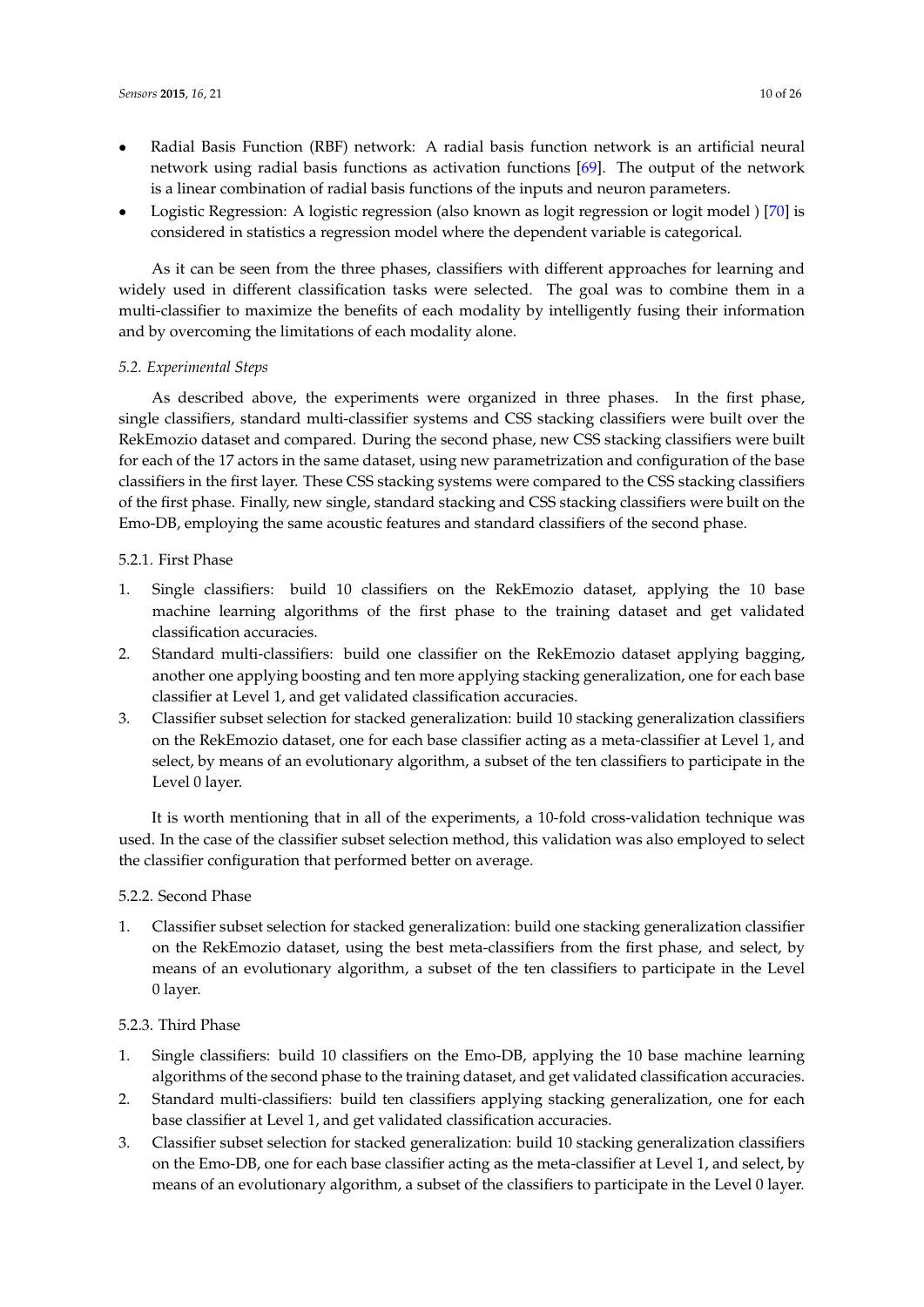- Radial Basis Function (RBF) network: A radial basis function network is an artificial neural network using radial basis functions as activation functions [69]. The output of the network is a linear combination of radial basis functions of the inputs and neuron parameters.
- Logistic Regression: A logistic regression (also known as logit regression or logit model ) [70] is considered in statistics a regression model where the dependent variable is categorical.

As it can be seen from the three phases, classifiers with different approaches for learning and widely used in different classification tasks were selected. The goal was to combine them in a multi-classifier to maximize the benefits of each modality by intelligently fusing their information and by overcoming the limitations of each modality alone.

### *5.2. Experimental Steps*

As described above, the experiments were organized in three phases. In the first phase, single classifiers, standard multi-classifier systems and CSS stacking classifiers were built over the RekEmozio dataset and compared. During the second phase, new CSS stacking classifiers were built for each of the 17 actors in the same dataset, using new parametrization and configuration of the base classifiers in the first layer. These CSS stacking systems were compared to the CSS stacking classifiers of the first phase. Finally, new single, standard stacking and CSS stacking classifiers were built on the Emo-DB, employing the same acoustic features and standard classifiers of the second phase.

#### 5.2.1. First Phase

1. Single classifiers: build 10 classifiers on the RekEmozio dataset, applying the 10 base machine learning algorithms of the first phase to the training dataset and get validated classification accuracies.
2. Standard multi-classifiers: build one classifier on the RekEmozio dataset applying bagging, another one applying boosting and ten more applying stacking generalization, one for each base classifier at Level 1, and get validated classification accuracies.
3. Classifier subset selection for stacked generalization: build 10 stacking generalization classifiers on the RekEmozio dataset, one for each base classifier acting as a meta-classifier at Level 1, and select, by means of an evolutionary algorithm, a subset of the ten classifiers to participate in the Level 0 layer.

It is worth mentioning that in all of the experiments, a 10-fold cross-validation technique was used. In the case of the classifier subset selection method, this validation was also employed to select the classifier configuration that performed better on average.

#### 5.2.2. Second Phase

1. Classifier subset selection for stacked generalization: build one stacking generalization classifier on the RekEmozio dataset, using the best meta-classifiers from the first phase, and select, by means of an evolutionary algorithm, a subset of the ten classifiers to participate in the Level 0 layer.

#### 5.2.3. Third Phase

1. Single classifiers: build 10 classifiers on the Emo-DB, applying the 10 base machine learning algorithms of the second phase to the training dataset, and get validated classification accuracies.
2. Standard multi-classifiers: build ten classifiers applying stacking generalization, one for each base classifier at Level 1, and get validated classification accuracies.
3. Classifier subset selection for stacked generalization: build 10 stacking generalization classifiers on the Emo-DB, one for each base classifier acting as the meta-classifier at Level 1, and select, by means of an evolutionary algorithm, a subset of the classifiers to participate in the Level 0 layer.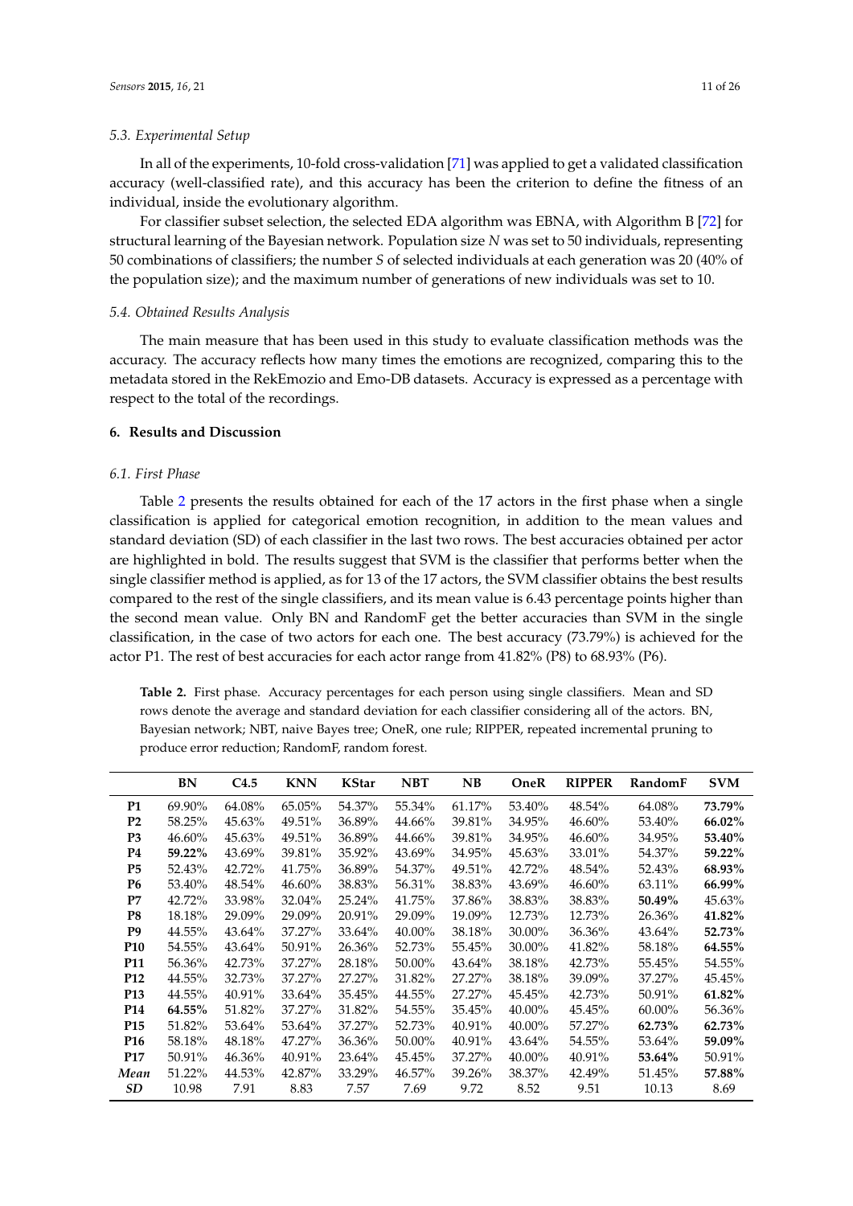### 5.3. Experimental Setup

In all of the experiments, 10-fold cross-validation [71] was applied to get a validated classification accuracy (well-classified rate), and this accuracy has been the criterion to define the fitness of an individual, inside the evolutionary algorithm.

For classifier subset selection, the selected EDA algorithm was EBNA, with Algorithm B [72] for structural learning of the Bayesian network. Population size $N$ was set to 50 individuals, representing 50 combinations of classifiers; the number $S$ of selected individuals at each generation was 20 (40% of the population size); and the maximum number of generations of new individuals was set to 10.

### 5.4. Obtained Results Analysis

The main measure that has been used in this study to evaluate classification methods was the accuracy. The accuracy reflects how many times the emotions are recognized, comparing this to the metadata stored in the RekEmozio and Emo-DB datasets. Accuracy is expressed as a percentage with respect to the total of the recordings.

## 6. Results and Discussion

### 6.1. First Phase

Table 2 presents the results obtained for each of the 17 actors in the first phase when a single classification is applied for categorical emotion recognition, in addition to the mean values and standard deviation (SD) of each classifier in the last two rows. The best accuracies obtained per actor are highlighted in bold. The results suggest that SVM is the classifier that performs better when the single classifier method is applied, as for 13 of the 17 actors, the SVM classifier obtains the best results compared to the rest of the single classifiers, and its mean value is 6.43 percentage points higher than the second mean value. Only BN and RandomF get the better accuracies than SVM in the single classification, in the case of two actors for each one. The best accuracy (73.79%) is achieved for the actor P1. The rest of best accuracies for each actor range from 41.82% (P8) to 68.93% (P6).

**Table 2.** First phase. Accuracy percentages for each person using single classifiers. Mean and SD rows denote the average and standard deviation for each classifier considering all of the actors. BN, Bayesian network; NBT, naive Bayes tree; OneR, one rule; RIPPER, repeated incremental pruning to produce error reduction; RandomF, random forest.

| | BN | C4.5 | KNN | KStar | NBT | NB | OneR | RIPPER | RandomF | SVM |
|---|---|---|---|---|---|---|---|---|---|---|
| **P1** | 69.90% | 64.08% | 65.05% | 54.37% | 55.34% | 61.17% | 53.40% | 48.54% | 64.08% | **73.79%** |
| **P2** | 58.25% | 45.63% | 49.51% | 36.89% | 44.66% | 39.81% | 34.95% | 46.60% | 53.40% | **66.02%** |
| **P3** | 46.60% | 45.63% | 49.51% | 36.89% | 44.66% | 39.81% | 34.95% | 46.60% | 34.95% | **53.40%** |
| **P4** | **59.22%** | 43.69% | 39.81% | 35.92% | 43.69% | 34.95% | 45.63% | 33.01% | 54.37% | **59.22%** |
| **P5** | 52.43% | 42.72% | 41.75% | 36.89% | 54.37% | 49.51% | 42.72% | 48.54% | 52.43% | **68.93%** |
| **P6** | 53.40% | 48.54% | 46.60% | 38.83% | 56.31% | 38.83% | 43.69% | 46.60% | 63.11% | **66.99%** |
| **P7** | 42.72% | 33.98% | 32.04% | 25.24% | 41.75% | 37.86% | 38.83% | 38.83% | **50.49%** | 45.63% |
| **P8** | 18.18% | 29.09% | 29.09% | 20.91% | 29.09% | 19.09% | 12.73% | 12.73% | 26.36% | **41.82%** |
| **P9** | 44.55% | 43.64% | 37.27% | 33.64% | 40.00% | 38.18% | 30.00% | 36.36% | 43.64% | **52.73%** |
| **P10** | 54.55% | 43.64% | 50.91% | 26.36% | 52.73% | 55.45% | 30.00% | 41.82% | 58.18% | **64.55%** |
| **P11** | 56.36% | 42.73% | 37.27% | 28.18% | 50.00% | 43.64% | 38.18% | 42.73% | 55.45% | 54.55% |
| **P12** | 44.55% | 32.73% | 37.27% | 27.27% | 31.82% | 27.27% | 38.18% | 39.09% | 37.27% | 45.45% |
| **P13** | 44.55% | 40.91% | 33.64% | 35.45% | 44.55% | 27.27% | 45.45% | 42.73% | 50.91% | **61.82%** |
| **P14** | **64.55%** | 51.82% | 37.27% | 31.82% | 54.55% | 35.45% | 40.00% | 45.45% | 60.00% | 56.36% |
| **P15** | 51.82% | 53.64% | 53.64% | 37.27% | 52.73% | 40.91% | 40.00% | 57.27% | **62.73%** | **62.73%** |
| **P16** | 58.18% | 48.18% | 47.27% | 36.36% | 50.00% | 40.91% | 43.64% | 54.55% | 53.64% | **59.09%** |
| **P17** | 50.91% | 46.36% | 40.91% | 23.64% | 45.45% | 37.27% | 40.00% | 40.91% | **53.64%** | 50.91% |
| ***Mean*** | 51.22% | 44.53% | 42.87% | 33.29% | 46.57% | 39.26% | 38.37% | 42.49% | 51.45% | **57.88%** |
| ***SD*** | 10.98 | 7.91 | 8.83 | 7.57 | 7.69 | 9.72 | 8.52 | 9.51 | 10.13 | 8.69 |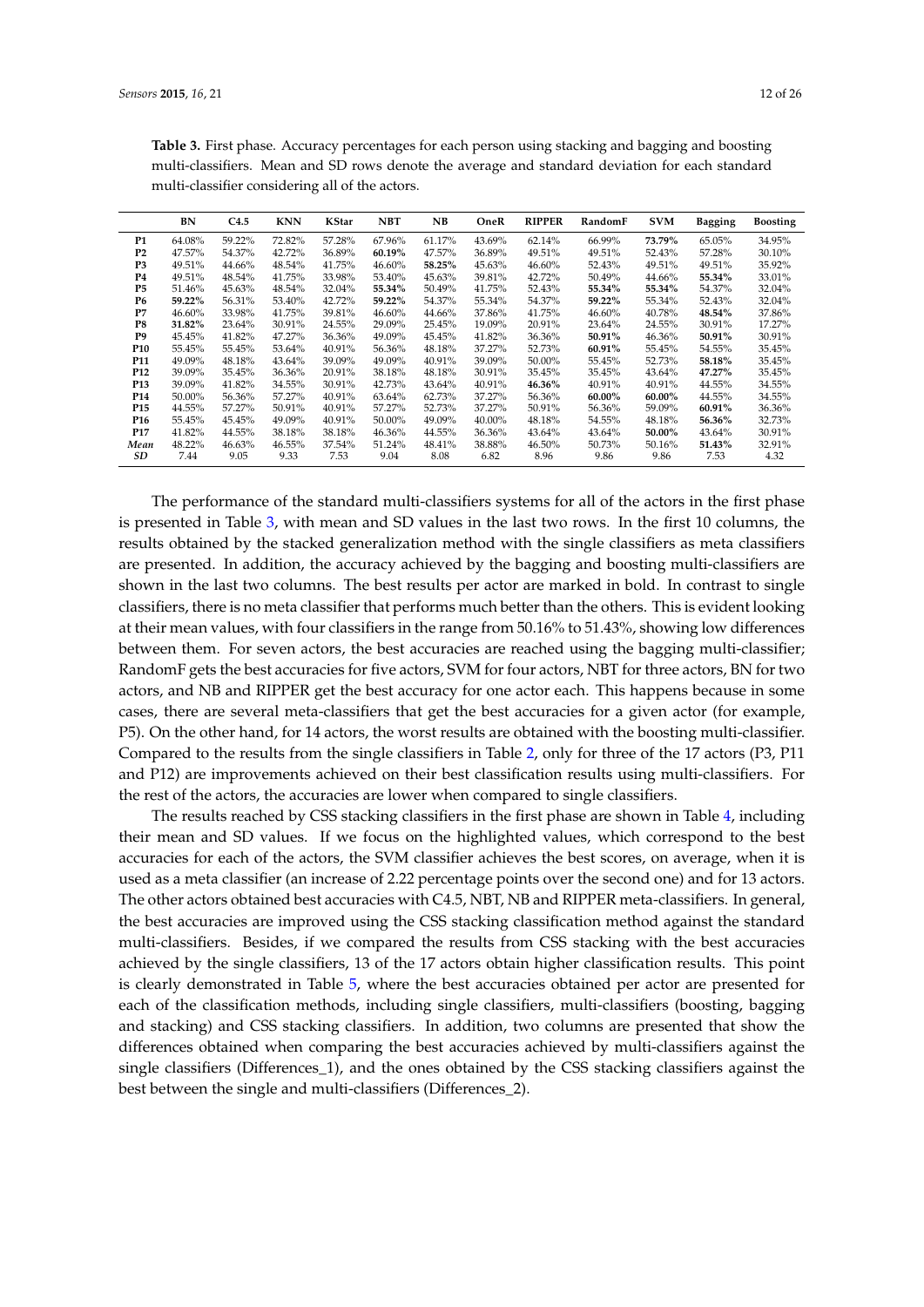**Table 3.** First phase. Accuracy percentages for each person using stacking and bagging and boosting multi-classifiers. Mean and SD rows denote the average and standard deviation for each standard multi-classifier considering all of the actors.

| | BN | C4.5 | KNN | KStar | NBT | NB | OneR | RIPPER | RandomF | SVM | Bagging | Boosting |
|---|---|---|---|---|---|---|---|---|---|---|---|---|
| **P1** | 64.08% | 59.22% | 72.82% | 57.28% | 67.96% | 61.17% | 43.69% | 62.14% | 66.99% | **73.79%** | 65.05% | 34.95% |
| **P2** | 47.57% | 54.37% | 42.72% | 36.89% | **60.19%** | 47.57% | 36.89% | 49.51% | 49.51% | 52.43% | 57.28% | 30.10% |
| **P3** | 49.51% | 44.66% | 48.54% | 41.75% | 46.60% | **58.25%** | 45.63% | 46.60% | 52.43% | 49.51% | 49.51% | 35.92% |
| **P4** | 49.51% | 48.54% | 41.75% | 33.98% | 53.40% | 45.63% | 39.81% | 42.72% | 50.49% | 44.66% | **55.34%** | 33.01% |
| **P5** | 51.46% | 45.63% | 48.54% | 32.04% | **55.34%** | 50.49% | 41.75% | 52.43% | **55.34%** | **55.34%** | 54.37% | 32.04% |
| **P6** | **59.22%** | 56.31% | 53.40% | 42.72% | **59.22%** | 54.37% | 55.34% | 54.37% | **59.22%** | 55.34% | 52.43% | 32.04% |
| **P7** | 46.60% | 33.98% | 41.75% | 39.81% | 46.60% | 44.66% | 37.86% | 41.75% | 46.60% | 40.78% | **48.54%** | 37.86% |
| **P8** | **31.82%** | 23.64% | 30.91% | 24.55% | 29.09% | 25.45% | 19.09% | 20.91% | 23.64% | 24.55% | 30.91% | 17.27% |
| **P9** | 45.45% | 41.82% | 47.27% | 36.36% | 49.09% | 45.45% | 41.82% | 36.36% | **50.91%** | 46.36% | **50.91%** | 30.91% |
| **P10** | 55.45% | 55.45% | 53.64% | 40.91% | 56.36% | 48.18% | 37.27% | 52.73% | **60.91%** | 55.45% | 54.55% | 35.45% |
| **P11** | 49.09% | 48.18% | 43.64% | 39.09% | 49.09% | 40.91% | 39.09% | 50.00% | 55.45% | 52.73% | **58.18%** | 35.45% |
| **P12** | 39.09% | 35.45% | 36.36% | 20.91% | 38.18% | 48.18% | 30.91% | 35.45% | 35.45% | 43.64% | **47.27%** | 35.45% |
| **P13** | 39.09% | 41.82% | 34.55% | 30.91% | 42.73% | 43.64% | 40.91% | **46.36%** | 40.91% | 40.91% | 44.55% | 34.55% |
| **P14** | 50.00% | 56.36% | 57.27% | 40.91% | 63.64% | 62.73% | 37.27% | 56.36% | **60.00%** | **60.00%** | 44.55% | 34.55% |
| **P15** | 44.55% | 57.27% | 50.91% | 40.91% | 57.27% | 52.73% | 37.27% | 50.91% | 56.36% | 59.09% | **60.91%** | 36.36% |
| **P16** | 55.45% | 45.45% | 49.09% | 40.91% | 50.00% | 49.09% | 40.00% | 48.18% | 54.55% | 48.18% | **56.36%** | 32.73% |
| **P17** | 41.82% | 44.55% | 38.18% | 38.18% | 46.36% | 44.55% | 36.36% | 43.64% | 43.64% | **50.00%** | 43.64% | 30.91% |
| ***Mean*** | 48.22% | 46.63% | 46.55% | 37.54% | 51.24% | 48.41% | 38.88% | 46.50% | 50.73% | 50.16% | **51.43%** | 32.91% |
| ***SD*** | 7.44 | 9.05 | 9.33 | 7.53 | 9.04 | 8.08 | 6.82 | 8.96 | 9.86 | 9.86 | 7.53 | 4.32 |

The performance of the standard multi-classifiers systems for all of the actors in the first phase is presented in Table 3, with mean and SD values in the last two rows. In the first 10 columns, the results obtained by the stacked generalization method with the single classifiers as meta classifiers are presented. In addition, the accuracy achieved by the bagging and boosting multi-classifiers are shown in the last two columns. The best results per actor are marked in bold. In contrast to single classifiers, there is no meta classifier that performs much better than the others. This is evident looking at their mean values, with four classifiers in the range from 50.16% to 51.43%, showing low differences between them. For seven actors, the best accuracies are reached using the bagging multi-classifier; RandomF gets the best accuracies for five actors, SVM for four actors, NBT for three actors, BN for two actors, and NB and RIPPER get the best accuracy for one actor each. This happens because in some cases, there are several meta-classifiers that get the best accuracies for a given actor (for example, P5). On the other hand, for 14 actors, the worst results are obtained with the boosting multi-classifier. Compared to the results from the single classifiers in Table 2, only for three of the 17 actors (P3, P11 and P12) are improvements achieved on their best classification results using multi-classifiers. For the rest of the actors, the accuracies are lower when compared to single classifiers.

The results reached by CSS stacking classifiers in the first phase are shown in Table 4, including their mean and SD values. If we focus on the highlighted values, which correspond to the best accuracies for each of the actors, the SVM classifier achieves the best scores, on average, when it is used as a meta classifier (an increase of 2.22 percentage points over the second one) and for 13 actors. The other actors obtained best accuracies with C4.5, NBT, NB and RIPPER meta-classifiers. In general, the best accuracies are improved using the CSS stacking classification method against the standard multi-classifiers. Besides, if we compared the results from CSS stacking with the best accuracies achieved by the single classifiers, 13 of the 17 actors obtain higher classification results. This point is clearly demonstrated in Table 5, where the best accuracies obtained per actor are presented for each of the classification methods, including single classifiers, multi-classifiers (boosting, bagging and stacking) and CSS stacking classifiers. In addition, two columns are presented that show the differences obtained when comparing the best accuracies achieved by multi-classifiers against the single classifiers (Differences_1), and the ones obtained by the CSS stacking classifiers against the best between the single and multi-classifiers (Differences_2).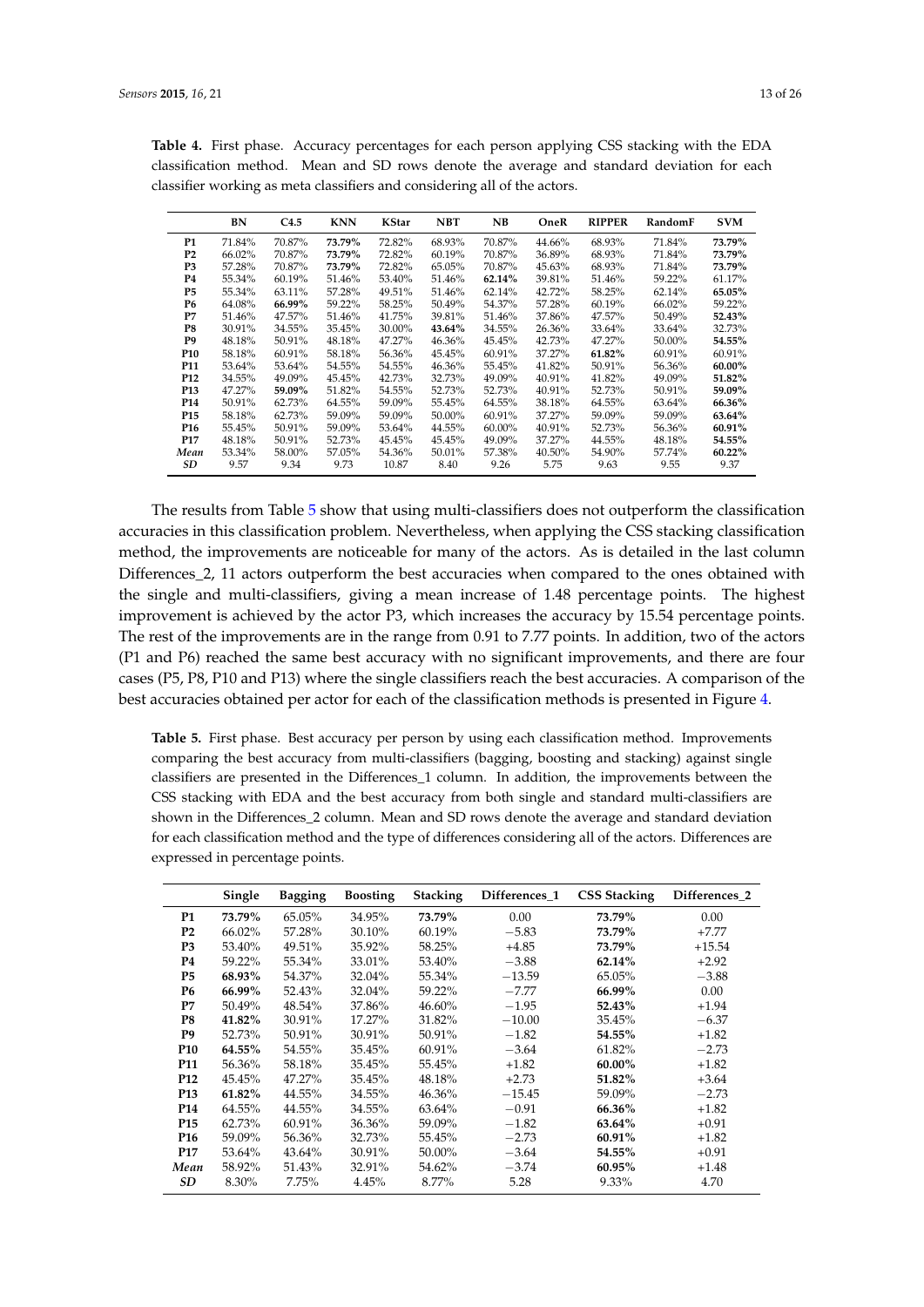**Table 4.** First phase. Accuracy percentages for each person applying CSS stacking with the EDA classification method. Mean and SD rows denote the average and standard deviation for each classifier working as meta classifiers and considering all of the actors.

| | BN | C4.5 | KNN | KStar | NBT | NB | OneR | RIPPER | RandomF | SVM |
|---|---|---|---|---|---|---|---|---|---|---|
| **P1** | 71.84% | 70.87% | **73.79%** | 72.82% | 68.93% | 70.87% | 44.66% | 68.93% | 71.84% | **73.79%** |
| **P2** | 66.02% | 70.87% | **73.79%** | 72.82% | 60.19% | 70.87% | 36.89% | 68.93% | 71.84% | **73.79%** |
| **P3** | 57.28% | 70.87% | **73.79%** | 72.82% | 65.05% | 70.87% | 45.63% | 68.93% | 71.84% | **73.79%** |
| **P4** | 55.34% | 60.19% | 51.46% | 53.40% | 51.46% | **62.14%** | 39.81% | 51.46% | 59.22% | 61.17% |
| **P5** | 55.34% | 63.11% | 57.28% | 49.51% | 51.46% | 62.14% | 42.72% | 58.25% | 62.14% | **65.05%** |
| **P6** | 64.08% | **66.99%** | 59.22% | 58.25% | 50.49% | 54.37% | 57.28% | 60.19% | 66.02% | 59.22% |
| **P7** | 51.46% | 47.57% | 51.46% | 41.75% | 39.81% | 51.46% | 37.86% | 47.57% | 50.49% | **52.43%** |
| **P8** | 30.91% | 34.55% | 35.45% | 30.00% | **43.64%** | 34.55% | 26.36% | 33.64% | 33.64% | 32.73% |
| **P9** | 48.18% | 50.91% | 48.18% | 47.27% | 46.36% | 45.45% | 42.73% | 47.27% | 50.00% | **54.55%** |
| **P10** | 58.18% | 60.91% | 58.18% | 56.36% | 45.45% | 60.91% | 37.27% | **61.82%** | 60.91% | 60.91% |
| **P11** | 53.64% | 53.64% | 54.55% | 54.55% | 46.36% | 55.45% | 41.82% | 50.91% | 56.36% | **60.00%** |
| **P12** | 34.55% | 49.09% | 45.45% | 42.73% | 32.73% | 49.09% | 40.91% | 41.82% | 49.09% | **51.82%** |
| **P13** | 47.27% | **59.09%** | 51.82% | 54.55% | 52.73% | 52.73% | 40.91% | 52.73% | 50.91% | **59.09%** |
| **P14** | 50.91% | 62.73% | 64.55% | 59.09% | 55.45% | 64.55% | 38.18% | 64.55% | 63.64% | **66.36%** |
| **P15** | 58.18% | 62.73% | 59.09% | 59.09% | 50.00% | 60.91% | 37.27% | 59.09% | 59.09% | **63.64%** |
| **P16** | 55.45% | 50.91% | 59.09% | 53.64% | 44.55% | 60.00% | 40.91% | 52.73% | 56.36% | **60.91%** |
| **P17** | 48.18% | 50.91% | 50.91% | 45.45% | 45.45% | 49.09% | 37.27% | 44.55% | 48.18% | **54.55%** |
| ***Mean*** | 53.34% | 58.00% | 57.05% | 54.36% | 50.01% | 57.38% | 40.50% | 54.90% | 57.74% | **60.22%** |
| ***SD*** | 9.57 | 9.34 | 9.73 | 10.87 | 8.40 | 9.26 | 5.75 | 9.63 | 9.55 | 9.37 |

The results from Table 5 show that using multi-classifiers does not outperform the classification accuracies in this classification problem. Nevertheless, when applying the CSS stacking classification method, the improvements are noticeable for many of the actors. As is detailed in the last column Differences_2, 11 actors outperform the best accuracies when compared to the ones obtained with the single and multi-classifiers, giving a mean increase of 1.48 percentage points. The highest improvement is achieved by the actor P3, which increases the accuracy by 15.54 percentage points. The rest of the improvements are in the range from 0.91 to 7.77 points. In addition, two of the actors (P1 and P6) reached the same best accuracy with no significant improvements, and there are four cases (P5, P8, P10 and P13) where the single classifiers reach the best accuracies. A comparison of the best accuracies obtained per actor for each of the classification methods is presented in Figure 4.

**Table 5.** First phase. Best accuracy per person by using each classification method. Improvements comparing the best accuracy from multi-classifiers (bagging, boosting and stacking) against single classifiers are presented in the Differences_1 column. In addition, the improvements between the CSS stacking with EDA and the best accuracy from both single and standard multi-classifiers are shown in the Differences_2 column. Mean and SD rows denote the average and standard deviation for each classification method and the type of differences considering all of the actors. Differences are expressed in percentage points.

| | Single | Bagging | Boosting | Stacking | Differences_1 | CSS Stacking | Differences_2 |
|---|---|---|---|---|---|---|---|
| **P1** | **73.79%** | 65.05% | 34.95% | **73.79%** | 0.00 | **73.79%** | 0.00 |
| **P2** | 66.02% | 57.28% | 30.10% | 60.19% | −5.83 | **73.79%** | +7.77 |
| **P3** | 53.40% | 49.51% | 35.92% | 58.25% | +4.85 | **73.79%** | +15.54 |
| **P4** | 59.22% | 55.34% | 33.01% | 53.40% | −3.88 | **62.14%** | +2.92 |
| **P5** | **68.93%** | 54.37% | 32.04% | 55.34% | −13.59 | 65.05% | −3.88 |
| **P6** | **66.99%** | 52.43% | 32.04% | 59.22% | −7.77 | **66.99%** | 0.00 |
| **P7** | 50.49% | 48.54% | 37.86% | 46.60% | −1.95 | **52.43%** | +1.94 |
| **P8** | **41.82%** | 30.91% | 17.27% | 31.82% | −10.00 | 35.45% | −6.37 |
| **P9** | 52.73% | 50.91% | 30.91% | 50.91% | −1.82 | **54.55%** | +1.82 |
| **P10** | **64.55%** | 54.55% | 35.45% | 60.91% | −3.64 | 61.82% | −2.73 |
| **P11** | 56.36% | 58.18% | 35.45% | 55.45% | +1.82 | **60.00%** | +1.82 |
| **P12** | 45.45% | 47.27% | 35.45% | 48.18% | +2.73 | **51.82%** | +3.64 |
| **P13** | **61.82%** | 44.55% | 34.55% | 46.36% | −15.45 | 59.09% | −2.73 |
| **P14** | 64.55% | 44.55% | 34.55% | 63.64% | −0.91 | **66.36%** | +1.82 |
| **P15** | 62.73% | 60.91% | 36.36% | 59.09% | −1.82 | **63.64%** | +0.91 |
| **P16** | 59.09% | 56.36% | 32.73% | 55.45% | −2.73 | **60.91%** | +1.82 |
| **P17** | 53.64% | 43.64% | 30.91% | 50.00% | −3.64 | **54.55%** | +0.91 |
| ***Mean*** | 58.92% | 51.43% | 32.91% | 54.62% | −3.74 | **60.95%** | +1.48 |
| ***SD*** | 8.30% | 7.75% | 4.45% | 8.77% | 5.28 | 9.33% | 4.70 |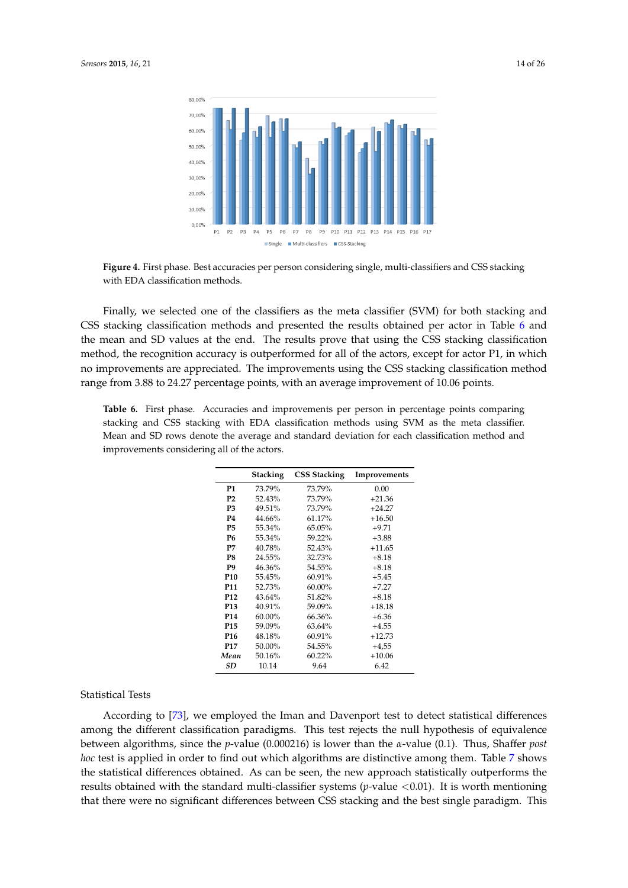**Figure 4.** First phase. Best accuracies per person considering single, multi-classifiers and CSS stacking with EDA classification methods.

Finally, we selected one of the classifiers as the meta classifier (SVM) for both stacking and CSS stacking classification methods and presented the results obtained per actor in Table 6 and the mean and SD values at the end. The results prove that using the CSS stacking classification method, the recognition accuracy is outperformed for all of the actors, except for actor P1, in which no improvements are appreciated. The improvements using the CSS stacking classification method range from 3.88 to 24.27 percentage points, with an average improvement of 10.06 points.

**Table 6.** First phase. Accuracies and improvements per person in percentage points comparing stacking and CSS stacking with EDA classification methods using SVM as the meta classifier. Mean and SD rows denote the average and standard deviation for each classification method and improvements considering all of the actors.

| | Stacking | CSS Stacking | Improvements |
|---|---|---|---|
| **P1** | 73.79% | 73.79% | 0.00 |
| **P2** | 52.43% | 73.79% | +21.36 |
| **P3** | 49.51% | 73.79% | +24.27 |
| **P4** | 44.66% | 61.17% | +16.50 |
| **P5** | 55.34% | 65.05% | +9.71 |
| **P6** | 55.34% | 59.22% | +3.88 |
| **P7** | 40.78% | 52.43% | +11.65 |
| **P8** | 24.55% | 32.73% | +8.18 |
| **P9** | 46.36% | 54.55% | +8.18 |
| **P10** | 55.45% | 60.91% | +5.45 |
| **P11** | 52.73% | 60.00% | +7.27 |
| **P12** | 43.64% | 51.82% | +8.18 |
| **P13** | 40.91% | 59.09% | +18.18 |
| **P14** | 60.00% | 66.36% | +6.36 |
| **P15** | 59.09% | 63.64% | +4.55 |
| **P16** | 48.18% | 60.91% | +12.73 |
| **P17** | 50.00% | 54.55% | +4,55 |
| ***Mean*** | 50.16% | 60.22% | +10.06 |
| ***SD*** | 10.14 | 9.64 | 6.42 |

Statistical Tests

According to [73], we employed the Iman and Davenport test to detect statistical differences among the different classification paradigms. This test rejects the null hypothesis of equivalence between algorithms, since the $p$-value (0.000216) is lower than the $\alpha$-value (0.1). Thus, Shaffer *post hoc* test is applied in order to find out which algorithms are distinctive among them. Table 7 shows the statistical differences obtained. As can be seen, the new approach statistically outperforms the results obtained with the standard multi-classifier systems ($p$-value $<0.01$). It is worth mentioning that there were no significant differences between CSS stacking and the best single paradigm. This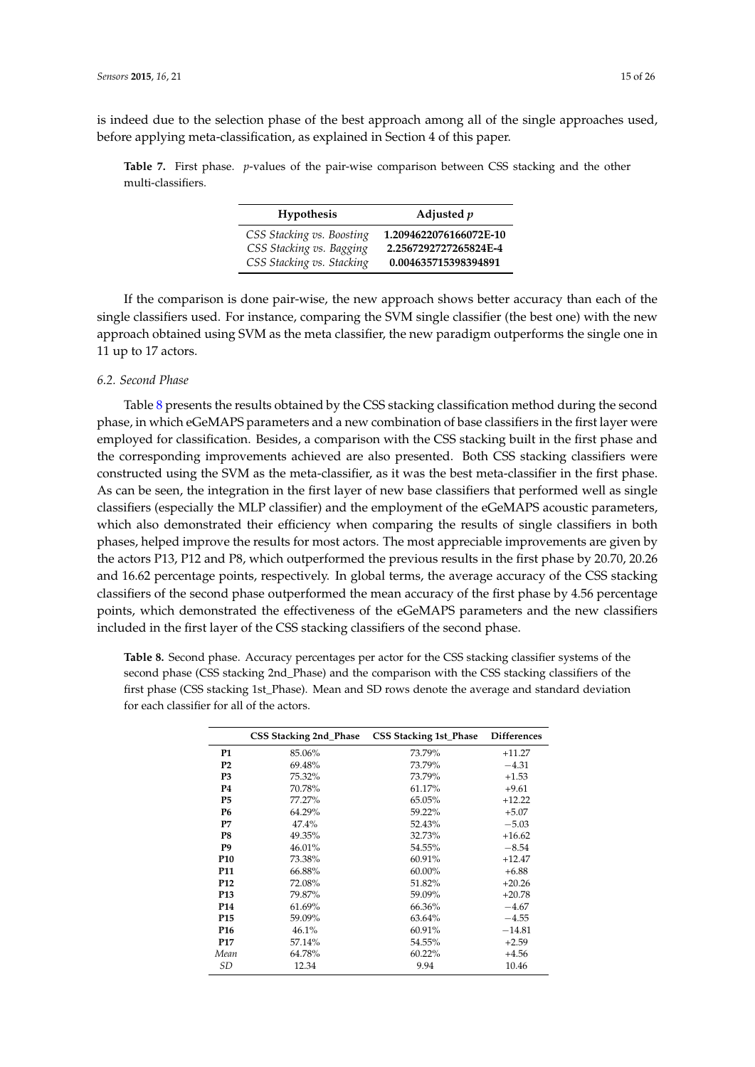is indeed due to the selection phase of the best approach among all of the single approaches used, before applying meta-classification, as explained in Section 4 of this paper.

**Table 7.** First phase. *p*-values of the pair-wise comparison between CSS stacking and the other multi-classifiers.

| Hypothesis | Adjusted *p* |
|---|---|
| *CSS Stacking vs. Boosting* | **1.2094622076166072E-10** |
| *CSS Stacking vs. Bagging* | **2.2567292727265824E-4** |
| *CSS Stacking vs. Stacking* | **0.004635715398394891** |

If the comparison is done pair-wise, the new approach shows better accuracy than each of the single classifiers used. For instance, comparing the SVM single classifier (the best one) with the new approach obtained using SVM as the meta classifier, the new paradigm outperforms the single one in 11 up to 17 actors.

### *6.2. Second Phase*

Table 8 presents the results obtained by the CSS stacking classification method during the second phase, in which eGeMAPS parameters and a new combination of base classifiers in the first layer were employed for classification. Besides, a comparison with the CSS stacking built in the first phase and the corresponding improvements achieved are also presented. Both CSS stacking classifiers were constructed using the SVM as the meta-classifier, as it was the best meta-classifier in the first phase. As can be seen, the integration in the first layer of new base classifiers that performed well as single classifiers (especially the MLP classifier) and the employment of the eGeMAPS acoustic parameters, which also demonstrated their efficiency when comparing the results of single classifiers in both phases, helped improve the results for most actors. The most appreciable improvements are given by the actors P13, P12 and P8, which outperformed the previous results in the first phase by 20.70, 20.26 and 16.62 percentage points, respectively. In global terms, the average accuracy of the CSS stacking classifiers of the second phase outperformed the mean accuracy of the first phase by 4.56 percentage points, which demonstrated the effectiveness of the eGeMAPS parameters and the new classifiers included in the first layer of the CSS stacking classifiers of the second phase.

**Table 8.** Second phase. Accuracy percentages per actor for the CSS stacking classifier systems of the second phase (CSS stacking 2nd_Phase) and the comparison with the CSS stacking classifiers of the first phase (CSS stacking 1st_Phase). Mean and SD rows denote the average and standard deviation for each classifier for all of the actors.

| | CSS Stacking 2nd_Phase | CSS Stacking 1st_Phase | Differences |
|---|---|---|---|
| **P1** | 85.06% | 73.79% | +11.27 |
| **P2** | 69.48% | 73.79% | −4.31 |
| **P3** | 75.32% | 73.79% | +1.53 |
| **P4** | 70.78% | 61.17% | +9.61 |
| **P5** | 77.27% | 65.05% | +12.22 |
| **P6** | 64.29% | 59.22% | +5.07 |
| **P7** | 47.4% | 52.43% | −5.03 |
| **P8** | 49.35% | 32.73% | +16.62 |
| **P9** | 46.01% | 54.55% | −8.54 |
| **P10** | 73.38% | 60.91% | +12.47 |
| **P11** | 66.88% | 60.00% | +6.88 |
| **P12** | 72.08% | 51.82% | +20.26 |
| **P13** | 79.87% | 59.09% | +20.78 |
| **P14** | 61.69% | 66.36% | −4.67 |
| **P15** | 59.09% | 63.64% | −4.55 |
| **P16** | 46.1% | 60.91% | −14.81 |
| **P17** | 57.14% | 54.55% | +2.59 |
| *Mean* | 64.78% | 60.22% | +4.56 |
| *SD* | 12.34 | 9.94 | 10.46 |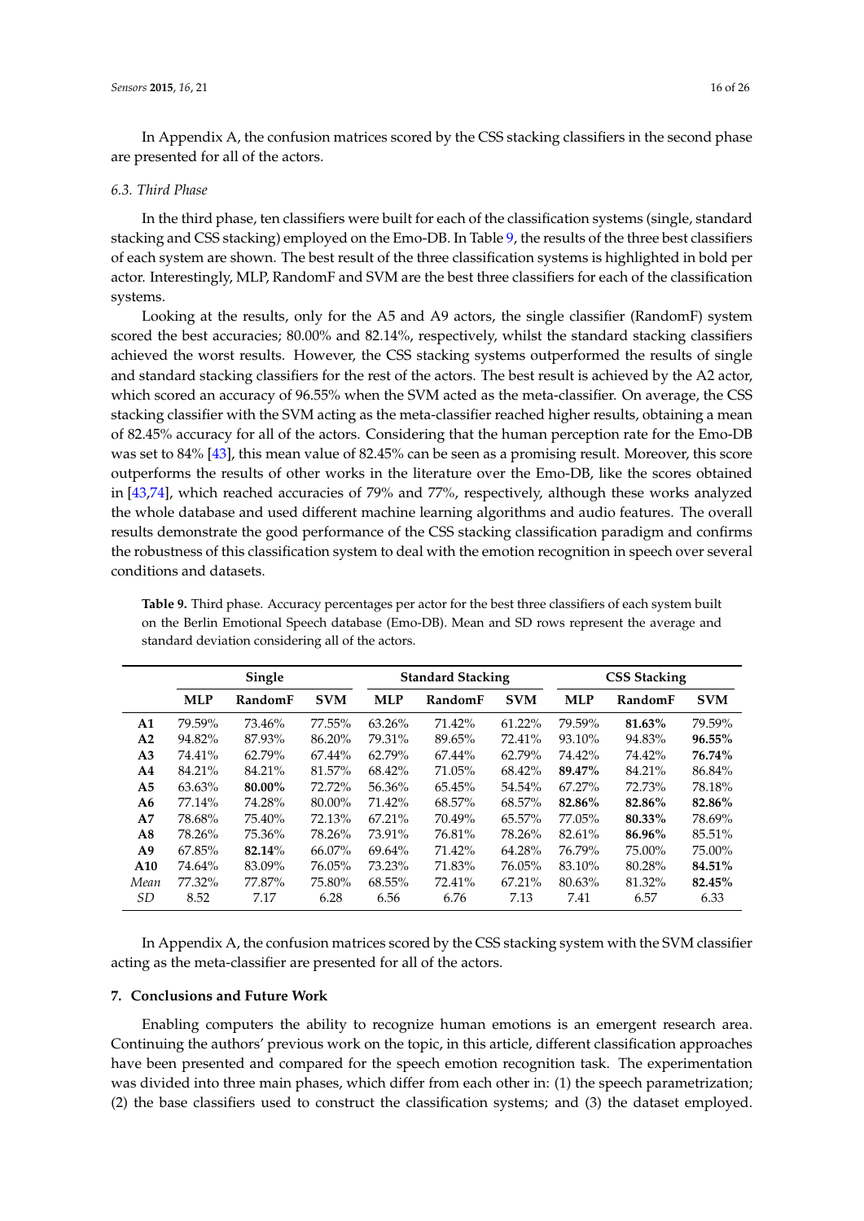In Appendix A, the confusion matrices scored by the CSS stacking classifiers in the second phase are presented for all of the actors.

### 6.3. Third Phase

In the third phase, ten classifiers were built for each of the classification systems (single, standard stacking and CSS stacking) employed on the Emo-DB. In Table 9, the results of the three best classifiers of each system are shown. The best result of the three classification systems is highlighted in bold per actor. Interestingly, MLP, RandomF and SVM are the best three classifiers for each of the classification systems.

Looking at the results, only for the A5 and A9 actors, the single classifier (RandomF) system scored the best accuracies; 80.00% and 82.14%, respectively, whilst the standard stacking classifiers achieved the worst results. However, the CSS stacking systems outperformed the results of single and standard stacking classifiers for the rest of the actors. The best result is achieved by the A2 actor, which scored an accuracy of 96.55% when the SVM acted as the meta-classifier. On average, the CSS stacking classifier with the SVM acting as the meta-classifier reached higher results, obtaining a mean of 82.45% accuracy for all of the actors. Considering that the human perception rate for the Emo-DB was set to 84% [43], this mean value of 82.45% can be seen as a promising result. Moreover, this score outperforms the results of other works in the literature over the Emo-DB, like the scores obtained in [43,74], which reached accuracies of 79% and 77%, respectively, although these works analyzed the whole database and used different machine learning algorithms and audio features. The overall results demonstrate the good performance of the CSS stacking classification paradigm and confirms the robustness of this classification system to deal with the emotion recognition in speech over several conditions and datasets.

**Table 9.** Third phase. Accuracy percentages per actor for the best three classifiers of each system built on the Berlin Emotional Speech database (Emo-DB). Mean and SD rows represent the average and standard deviation considering all of the actors.

| | **Single** | | | **Standard Stacking** | | | **CSS Stacking** | | |
|---|---|---|---|---|---|---|---|---|---|
| | **MLP** | **RandomF** | **SVM** | **MLP** | **RandomF** | **SVM** | **MLP** | **RandomF** | **SVM** |
| **A1** | 79.59% | 73.46% | 77.55% | 63.26% | 71.42% | 61.22% | 79.59% | **81.63%** | 79.59% |
| **A2** | 94.82% | 87.93% | 86.20% | 79.31% | 89.65% | 72.41% | 93.10% | 94.83% | **96.55%** |
| **A3** | 74.41% | 62.79% | 67.44% | 62.79% | 67.44% | 62.79% | 74.42% | 74.42% | **76.74%** |
| **A4** | 84.21% | 84.21% | 81.57% | 68.42% | 71.05% | 68.42% | **89.47%** | 84.21% | 86.84% |
| **A5** | 63.63% | **80.00%** | 72.72% | 56.36% | 65.45% | 54.54% | 67.27% | 72.73% | 78.18% |
| **A6** | 77.14% | 74.28% | 80.00% | 71.42% | 68.57% | 68.57% | **82.86%** | **82.86%** | **82.86%** |
| **A7** | 78.68% | 75.40% | 72.13% | 67.21% | 70.49% | 65.57% | 77.05% | **80.33%** | 78.69% |
| **A8** | 78.26% | 75.36% | 78.26% | 73.91% | 76.81% | 78.26% | 82.61% | **86.96%** | 85.51% |
| **A9** | 67.85% | **82.14%** | 66.07% | 69.64% | 71.42% | 64.28% | 76.79% | 75.00% | 75.00% |
| **A10** | 74.64% | 83.09% | 76.05% | 73.23% | 71.83% | 76.05% | 83.10% | 80.28% | **84.51%** |
| *Mean* | 77.32% | 77.87% | 75.80% | 68.55% | 72.41% | 67.21% | 80.63% | 81.32% | **82.45%** |
| *SD* | 8.52 | 7.17 | 6.28 | 6.56 | 6.76 | 7.13 | 7.41 | 6.57 | 6.33 |

In Appendix A, the confusion matrices scored by the CSS stacking system with the SVM classifier acting as the meta-classifier are presented for all of the actors.

## 7. Conclusions and Future Work

Enabling computers the ability to recognize human emotions is an emergent research area. Continuing the authors' previous work on the topic, in this article, different classification approaches have been presented and compared for the speech emotion recognition task. The experimentation was divided into three main phases, which differ from each other in: (1) the speech parametrization; (2) the base classifiers used to construct the classification systems; and (3) the dataset employed.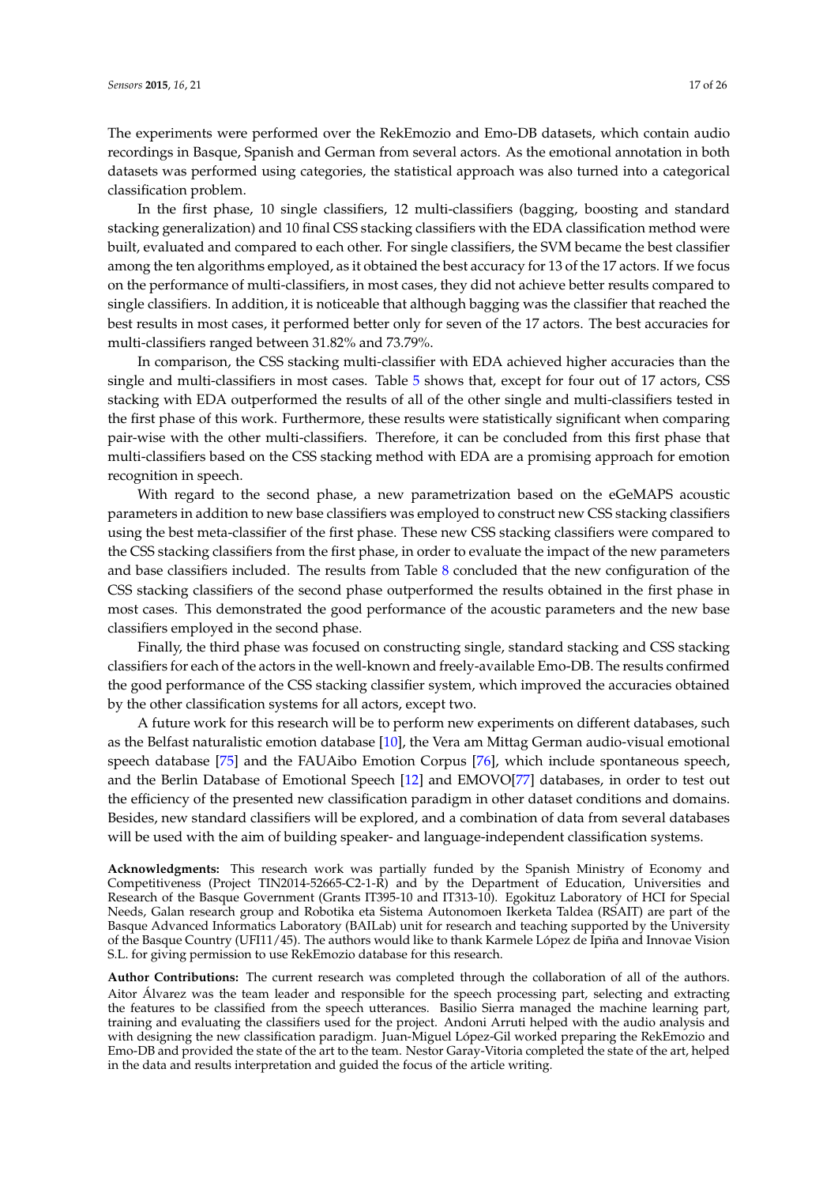The experiments were performed over the RekEmozio and Emo-DB datasets, which contain audio recordings in Basque, Spanish and German from several actors. As the emotional annotation in both datasets was performed using categories, the statistical approach was also turned into a categorical classification problem.

In the first phase, 10 single classifiers, 12 multi-classifiers (bagging, boosting and standard stacking generalization) and 10 final CSS stacking classifiers with the EDA classification method were built, evaluated and compared to each other. For single classifiers, the SVM became the best classifier among the ten algorithms employed, as it obtained the best accuracy for 13 of the 17 actors. If we focus on the performance of multi-classifiers, in most cases, they did not achieve better results compared to single classifiers. In addition, it is noticeable that although bagging was the classifier that reached the best results in most cases, it performed better only for seven of the 17 actors. The best accuracies for multi-classifiers ranged between 31.82% and 73.79%.

In comparison, the CSS stacking multi-classifier with EDA achieved higher accuracies than the single and multi-classifiers in most cases. Table 5 shows that, except for four out of 17 actors, CSS stacking with EDA outperformed the results of all of the other single and multi-classifiers tested in the first phase of this work. Furthermore, these results were statistically significant when comparing pair-wise with the other multi-classifiers. Therefore, it can be concluded from this first phase that multi-classifiers based on the CSS stacking method with EDA are a promising approach for emotion recognition in speech.

With regard to the second phase, a new parametrization based on the eGeMAPS acoustic parameters in addition to new base classifiers was employed to construct new CSS stacking classifiers using the best meta-classifier of the first phase. These new CSS stacking classifiers were compared to the CSS stacking classifiers from the first phase, in order to evaluate the impact of the new parameters and base classifiers included. The results from Table 8 concluded that the new configuration of the CSS stacking classifiers of the second phase outperformed the results obtained in the first phase in most cases. This demonstrated the good performance of the acoustic parameters and the new base classifiers employed in the second phase.

Finally, the third phase was focused on constructing single, standard stacking and CSS stacking classifiers for each of the actors in the well-known and freely-available Emo-DB. The results confirmed the good performance of the CSS stacking classifier system, which improved the accuracies obtained by the other classification systems for all actors, except two.

A future work for this research will be to perform new experiments on different databases, such as the Belfast naturalistic emotion database [10], the Vera am Mittag German audio-visual emotional speech database [75] and the FAUAibo Emotion Corpus [76], which include spontaneous speech, and the Berlin Database of Emotional Speech [12] and EMOVO[77] databases, in order to test out the efficiency of the presented new classification paradigm in other dataset conditions and domains. Besides, new standard classifiers will be explored, and a combination of data from several databases will be used with the aim of building speaker- and language-independent classification systems.

**Acknowledgments:** This research work was partially funded by the Spanish Ministry of Economy and Competitiveness (Project TIN2014-52665-C2-1-R) and by the Department of Education, Universities and Research of the Basque Government (Grants IT395-10 and IT313-10). Egokituz Laboratory of HCI for Special Needs, Galan research group and Robotika eta Sistema Autonomoen Ikerketa Taldea (RSAIT) are part of the Basque Advanced Informatics Laboratory (BAILab) unit for research and teaching supported by the University of the Basque Country (UFI11/45). The authors would like to thank Karmele López de Ipiña and Innovae Vision S.L. for giving permission to use RekEmozio database for this research.

**Author Contributions:** The current research was completed through the collaboration of all of the authors. Aitor Álvarez was the team leader and responsible for the speech processing part, selecting and extracting the features to be classified from the speech utterances. Basilio Sierra managed the machine learning part, training and evaluating the classifiers used for the project. Andoni Arruti helped with the audio analysis and with designing the new classification paradigm. Juan-Miguel López-Gil worked preparing the RekEmozio and Emo-DB and provided the state of the art to the team. Nestor Garay-Vitoria completed the state of the art, helped in the data and results interpretation and guided the focus of the article writing.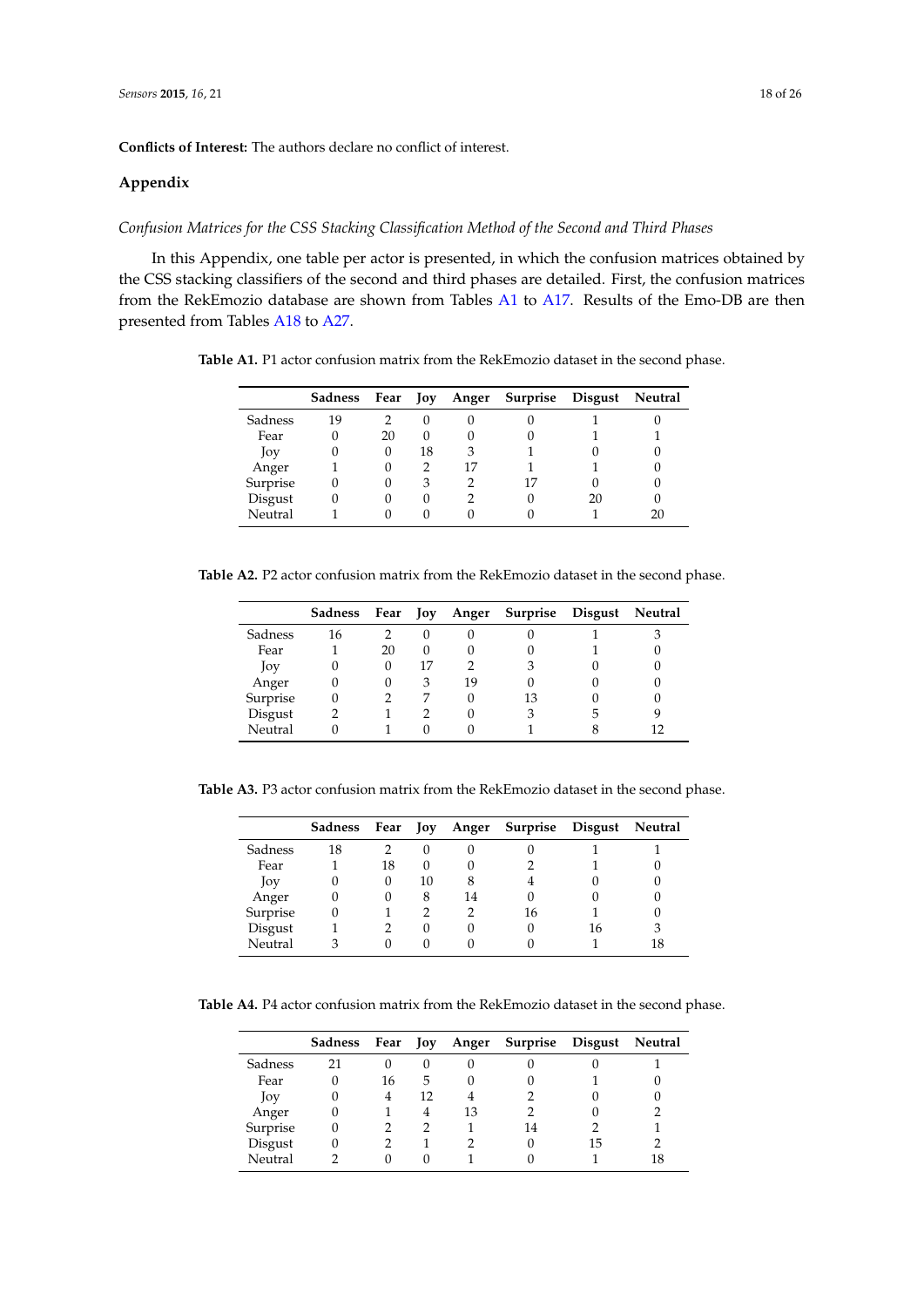**Conflicts of Interest:** The authors declare no conflict of interest.

## Appendix

*Confusion Matrices for the CSS Stacking Classification Method of the Second and Third Phases*

In this Appendix, one table per actor is presented, in which the confusion matrices obtained by the CSS stacking classifiers of the second and third phases are detailed. First, the confusion matrices from the RekEmozio database are shown from Tables A1 to A17. Results of the Emo-DB are then presented from Tables A18 to A27.

**Table A1.** P1 actor confusion matrix from the RekEmozio dataset in the second phase.

| | Sadness | Fear | Joy | Anger | Surprise | Disgust | Neutral |
|---|---|---|---|---|---|---|---|
| Sadness | 19 | 2 | 0 | 0 | 0 | 1 | 0 |
| Fear | 0 | 20 | 0 | 0 | 0 | 1 | 1 |
| Joy | 0 | 0 | 18 | 3 | 1 | 0 | 0 |
| Anger | 1 | 0 | 2 | 17 | 1 | 1 | 0 |
| Surprise | 0 | 0 | 3 | 2 | 17 | 0 | 0 |
| Disgust | 0 | 0 | 0 | 2 | 0 | 20 | 0 |
| Neutral | 1 | 0 | 0 | 0 | 0 | 1 | 20 |

**Table A2.** P2 actor confusion matrix from the RekEmozio dataset in the second phase.

| | Sadness | Fear | Joy | Anger | Surprise | Disgust | Neutral |
|---|---|---|---|---|---|---|---|
| Sadness | 16 | 2 | 0 | 0 | 0 | 1 | 3 |
| Fear | 1 | 20 | 0 | 0 | 0 | 1 | 0 |
| Joy | 0 | 0 | 17 | 2 | 3 | 0 | 0 |
| Anger | 0 | 0 | 3 | 19 | 0 | 0 | 0 |
| Surprise | 0 | 2 | 7 | 0 | 13 | 0 | 0 |
| Disgust | 2 | 1 | 2 | 0 | 3 | 5 | 9 |
| Neutral | 0 | 1 | 0 | 0 | 1 | 8 | 12 |

**Table A3.** P3 actor confusion matrix from the RekEmozio dataset in the second phase.

| | Sadness | Fear | Joy | Anger | Surprise | Disgust | Neutral |
|---|---|---|---|---|---|---|---|
| Sadness | 18 | 2 | 0 | 0 | 0 | 1 | 1 |
| Fear | 1 | 18 | 0 | 0 | 2 | 1 | 0 |
| Joy | 0 | 0 | 10 | 8 | 4 | 0 | 0 |
| Anger | 0 | 0 | 8 | 14 | 0 | 0 | 0 |
| Surprise | 0 | 1 | 2 | 2 | 16 | 1 | 0 |
| Disgust | 1 | 2 | 0 | 0 | 0 | 16 | 3 |
| Neutral | 3 | 0 | 0 | 0 | 0 | 1 | 18 |

**Table A4.** P4 actor confusion matrix from the RekEmozio dataset in the second phase.

| | Sadness | Fear | Joy | Anger | Surprise | Disgust | Neutral |
|---|---|---|---|---|---|---|---|
| Sadness | 21 | 0 | 0 | 0 | 0 | 0 | 1 |
| Fear | 0 | 16 | 5 | 0 | 0 | 1 | 0 |
| Joy | 0 | 4 | 12 | 4 | 2 | 0 | 0 |
| Anger | 0 | 1 | 4 | 13 | 2 | 0 | 2 |
| Surprise | 0 | 2 | 2 | 1 | 14 | 2 | 1 |
| Disgust | 0 | 2 | 1 | 2 | 0 | 15 | 2 |
| Neutral | 2 | 0 | 0 | 1 | 0 | 1 | 18 |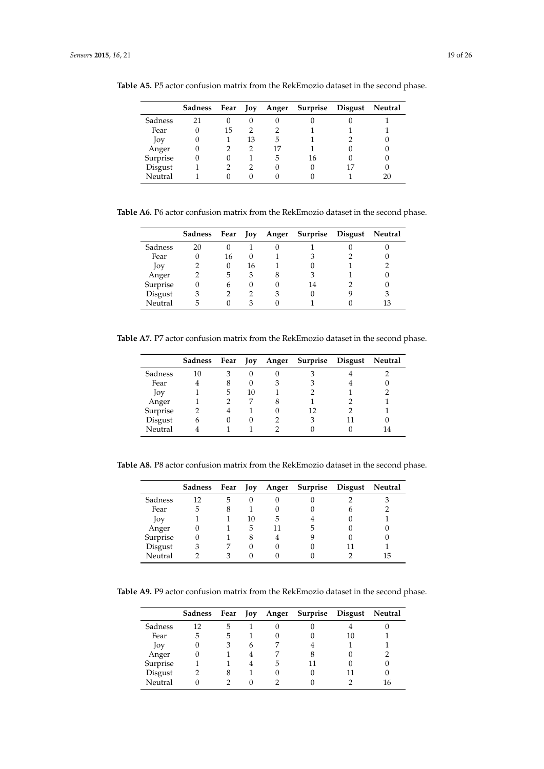**Table A5.** P5 actor confusion matrix from the RekEmozio dataset in the second phase.

| | Sadness | Fear | Joy | Anger | Surprise | Disgust | Neutral |
|---|---|---|---|---|---|---|---|
| Sadness | 21 | 0 | 0 | 0 | 0 | 0 | 1 |
| Fear | 0 | 15 | 2 | 2 | 1 | 1 | 1 |
| Joy | 0 | 1 | 13 | 5 | 1 | 2 | 0 |
| Anger | 0 | 2 | 2 | 17 | 1 | 0 | 0 |
| Surprise | 0 | 0 | 1 | 5 | 16 | 0 | 0 |
| Disgust | 1 | 2 | 2 | 0 | 0 | 17 | 0 |
| Neutral | 1 | 0 | 0 | 0 | 0 | 1 | 20 |

**Table A6.** P6 actor confusion matrix from the RekEmozio dataset in the second phase.

| | Sadness | Fear | Joy | Anger | Surprise | Disgust | Neutral |
|---|---|---|---|---|---|---|---|
| Sadness | 20 | 0 | 1 | 0 | 1 | 0 | 0 |
| Fear | 0 | 16 | 0 | 1 | 3 | 2 | 0 |
| Joy | 2 | 0 | 16 | 1 | 0 | 1 | 2 |
| Anger | 2 | 5 | 3 | 8 | 3 | 1 | 0 |
| Surprise | 0 | 6 | 0 | 0 | 14 | 2 | 0 |
| Disgust | 3 | 2 | 2 | 3 | 0 | 9 | 3 |
| Neutral | 5 | 0 | 3 | 0 | 1 | 0 | 13 |

**Table A7.** P7 actor confusion matrix from the RekEmozio dataset in the second phase.

| | Sadness | Fear | Joy | Anger | Surprise | Disgust | Neutral |
|---|---|---|---|---|---|---|---|
| Sadness | 10 | 3 | 0 | 0 | 3 | 4 | 2 |
| Fear | 4 | 8 | 0 | 3 | 3 | 4 | 0 |
| Joy | 1 | 5 | 10 | 1 | 2 | 1 | 2 |
| Anger | 1 | 2 | 7 | 8 | 1 | 2 | 1 |
| Surprise | 2 | 4 | 1 | 0 | 12 | 2 | 1 |
| Disgust | 6 | 0 | 0 | 2 | 3 | 11 | 0 |
| Neutral | 4 | 1 | 1 | 2 | 0 | 0 | 14 |

**Table A8.** P8 actor confusion matrix from the RekEmozio dataset in the second phase.

| | Sadness | Fear | Joy | Anger | Surprise | Disgust | Neutral |
|---|---|---|---|---|---|---|---|
| Sadness | 12 | 5 | 0 | 0 | 0 | 2 | 3 |
| Fear | 5 | 8 | 1 | 0 | 0 | 6 | 2 |
| Joy | 1 | 1 | 10 | 5 | 4 | 0 | 1 |
| Anger | 0 | 1 | 5 | 11 | 5 | 0 | 0 |
| Surprise | 0 | 1 | 8 | 4 | 9 | 0 | 0 |
| Disgust | 3 | 7 | 0 | 0 | 0 | 11 | 1 |
| Neutral | 2 | 3 | 0 | 0 | 0 | 2 | 15 |

**Table A9.** P9 actor confusion matrix from the RekEmozio dataset in the second phase.

| | Sadness | Fear | Joy | Anger | Surprise | Disgust | Neutral |
|---|---|---|---|---|---|---|---|
| Sadness | 12 | 5 | 1 | 0 | 0 | 4 | 0 |
| Fear | 5 | 5 | 1 | 0 | 0 | 10 | 1 |
| Joy | 0 | 3 | 6 | 7 | 4 | 1 | 1 |
| Anger | 0 | 1 | 4 | 7 | 8 | 0 | 2 |
| Surprise | 1 | 1 | 4 | 5 | 11 | 0 | 0 |
| Disgust | 2 | 8 | 1 | 0 | 0 | 11 | 0 |
| Neutral | 0 | 2 | 0 | 2 | 0 | 2 | 16 |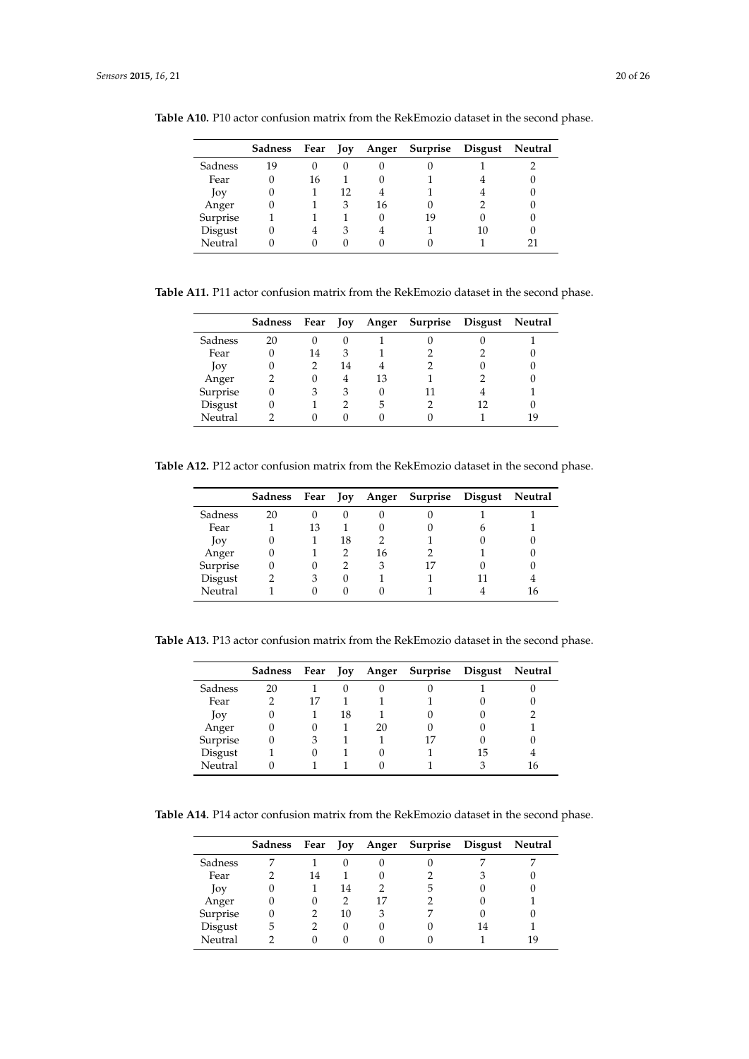**Table A10.** P10 actor confusion matrix from the RekEmozio dataset in the second phase.

| | Sadness | Fear | Joy | Anger | Surprise | Disgust | Neutral |
|---|---|---|---|---|---|---|---|
| Sadness | 19 | 0 | 0 | 0 | 0 | 1 | 2 |
| Fear | 0 | 16 | 1 | 0 | 1 | 4 | 0 |
| Joy | 0 | 1 | 12 | 4 | 1 | 4 | 0 |
| Anger | 0 | 1 | 3 | 16 | 0 | 2 | 0 |
| Surprise | 1 | 1 | 1 | 0 | 19 | 0 | 0 |
| Disgust | 0 | 4 | 3 | 4 | 1 | 10 | 0 |
| Neutral | 0 | 0 | 0 | 0 | 0 | 1 | 21 |

**Table A11.** P11 actor confusion matrix from the RekEmozio dataset in the second phase.

| | Sadness | Fear | Joy | Anger | Surprise | Disgust | Neutral |
|---|---|---|---|---|---|---|---|
| Sadness | 20 | 0 | 0 | 1 | 0 | 0 | 1 |
| Fear | 0 | 14 | 3 | 1 | 2 | 2 | 0 |
| Joy | 0 | 2 | 14 | 4 | 2 | 0 | 0 |
| Anger | 2 | 0 | 4 | 13 | 1 | 2 | 0 |
| Surprise | 0 | 3 | 3 | 0 | 11 | 4 | 1 |
| Disgust | 0 | 1 | 2 | 5 | 2 | 12 | 0 |
| Neutral | 2 | 0 | 0 | 0 | 0 | 1 | 19 |

**Table A12.** P12 actor confusion matrix from the RekEmozio dataset in the second phase.

| | Sadness | Fear | Joy | Anger | Surprise | Disgust | Neutral |
|---|---|---|---|---|---|---|---|
| Sadness | 20 | 0 | 0 | 0 | 0 | 1 | 1 |
| Fear | 1 | 13 | 1 | 0 | 0 | 6 | 1 |
| Joy | 0 | 1 | 18 | 2 | 1 | 0 | 0 |
| Anger | 0 | 1 | 2 | 16 | 2 | 1 | 0 |
| Surprise | 0 | 0 | 2 | 3 | 17 | 0 | 0 |
| Disgust | 2 | 3 | 0 | 1 | 1 | 11 | 4 |
| Neutral | 1 | 0 | 0 | 0 | 1 | 4 | 16 |

**Table A13.** P13 actor confusion matrix from the RekEmozio dataset in the second phase.

| | Sadness | Fear | Joy | Anger | Surprise | Disgust | Neutral |
|---|---|---|---|---|---|---|---|
| Sadness | 20 | 1 | 0 | 0 | 0 | 1 | 0 |
| Fear | 2 | 17 | 1 | 1 | 1 | 0 | 0 |
| Joy | 0 | 1 | 18 | 1 | 0 | 0 | 2 |
| Anger | 0 | 0 | 1 | 20 | 0 | 0 | 1 |
| Surprise | 0 | 3 | 1 | 1 | 17 | 0 | 0 |
| Disgust | 1 | 0 | 1 | 0 | 1 | 15 | 4 |
| Neutral | 0 | 1 | 1 | 0 | 1 | 3 | 16 |

**Table A14.** P14 actor confusion matrix from the RekEmozio dataset in the second phase.

| | Sadness | Fear | Joy | Anger | Surprise | Disgust | Neutral |
|---|---|---|---|---|---|---|---|
| Sadness | 7 | 1 | 0 | 0 | 0 | 7 | 7 |
| Fear | 2 | 14 | 1 | 0 | 2 | 3 | 0 |
| Joy | 0 | 1 | 14 | 2 | 5 | 0 | 0 |
| Anger | 0 | 0 | 2 | 17 | 2 | 0 | 1 |
| Surprise | 0 | 2 | 10 | 3 | 7 | 0 | 0 |
| Disgust | 5 | 2 | 0 | 0 | 0 | 14 | 1 |
| Neutral | 2 | 0 | 0 | 0 | 0 | 1 | 19 |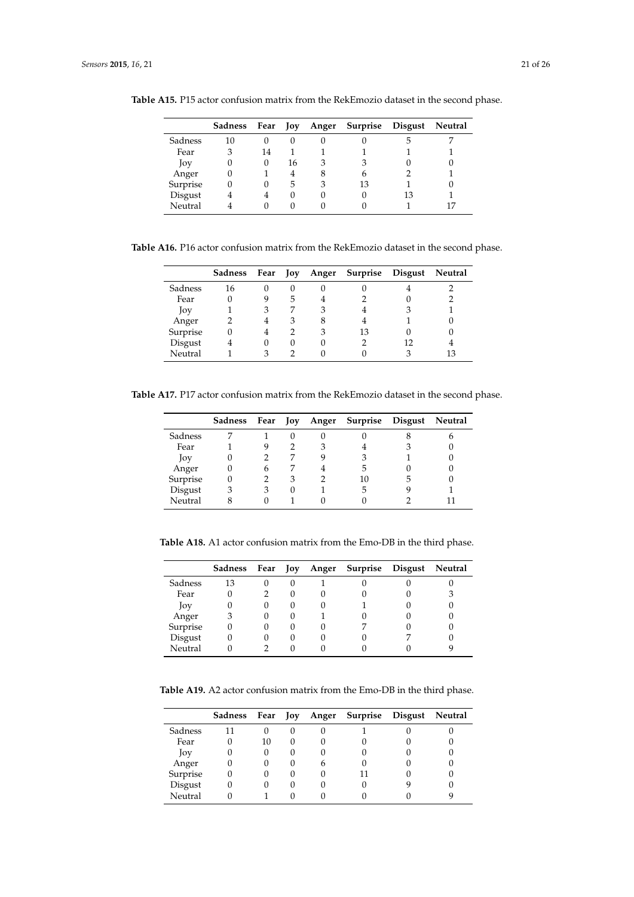**Table A15.** P15 actor confusion matrix from the RekEmozio dataset in the second phase.

| | Sadness | Fear | Joy | Anger | Surprise | Disgust | Neutral |
|---|---|---|---|---|---|---|---|
| Sadness | 10 | 0 | 0 | 0 | 0 | 5 | 7 |
| Fear | 3 | 14 | 1 | 1 | 1 | 1 | 1 |
| Joy | 0 | 0 | 16 | 3 | 3 | 0 | 0 |
| Anger | 0 | 1 | 4 | 8 | 6 | 2 | 1 |
| Surprise | 0 | 0 | 5 | 3 | 13 | 1 | 0 |
| Disgust | 4 | 4 | 0 | 0 | 0 | 13 | 1 |
| Neutral | 4 | 0 | 0 | 0 | 0 | 1 | 17 |

**Table A16.** P16 actor confusion matrix from the RekEmozio dataset in the second phase.

| | Sadness | Fear | Joy | Anger | Surprise | Disgust | Neutral |
|---|---|---|---|---|---|---|---|
| Sadness | 16 | 0 | 0 | 0 | 0 | 4 | 2 |
| Fear | 0 | 9 | 5 | 4 | 2 | 0 | 2 |
| Joy | 1 | 3 | 7 | 3 | 4 | 3 | 1 |
| Anger | 2 | 4 | 3 | 8 | 4 | 1 | 0 |
| Surprise | 0 | 4 | 2 | 3 | 13 | 0 | 0 |
| Disgust | 4 | 0 | 0 | 0 | 2 | 12 | 4 |
| Neutral | 1 | 3 | 2 | 0 | 0 | 3 | 13 |

**Table A17.** P17 actor confusion matrix from the RekEmozio dataset in the second phase.

| | Sadness | Fear | Joy | Anger | Surprise | Disgust | Neutral |
|---|---|---|---|---|---|---|---|
| Sadness | 7 | 1 | 0 | 0 | 0 | 8 | 6 |
| Fear | 1 | 9 | 2 | 3 | 4 | 3 | 0 |
| Joy | 0 | 2 | 7 | 9 | 3 | 1 | 0 |
| Anger | 0 | 6 | 7 | 4 | 5 | 0 | 0 |
| Surprise | 0 | 2 | 3 | 2 | 10 | 5 | 0 |
| Disgust | 3 | 3 | 0 | 1 | 5 | 9 | 1 |
| Neutral | 8 | 0 | 1 | 0 | 0 | 2 | 11 |

**Table A18.** A1 actor confusion matrix from the Emo-DB in the third phase.

| | Sadness | Fear | Joy | Anger | Surprise | Disgust | Neutral |
|---|---|---|---|---|---|---|---|
| Sadness | 13 | 0 | 0 | 1 | 0 | 0 | 0 |
| Fear | 0 | 2 | 0 | 0 | 0 | 0 | 3 |
| Joy | 0 | 0 | 0 | 0 | 1 | 0 | 0 |
| Anger | 3 | 0 | 0 | 1 | 0 | 0 | 0 |
| Surprise | 0 | 0 | 0 | 0 | 7 | 0 | 0 |
| Disgust | 0 | 0 | 0 | 0 | 0 | 7 | 0 |
| Neutral | 0 | 2 | 0 | 0 | 0 | 0 | 9 |

**Table A19.** A2 actor confusion matrix from the Emo-DB in the third phase.

| | Sadness | Fear | Joy | Anger | Surprise | Disgust | Neutral |
|---|---|---|---|---|---|---|---|
| Sadness | 11 | 0 | 0 | 0 | 1 | 0 | 0 |
| Fear | 0 | 10 | 0 | 0 | 0 | 0 | 0 |
| Joy | 0 | 0 | 0 | 0 | 0 | 0 | 0 |
| Anger | 0 | 0 | 0 | 6 | 0 | 0 | 0 |
| Surprise | 0 | 0 | 0 | 0 | 11 | 0 | 0 |
| Disgust | 0 | 0 | 0 | 0 | 0 | 9 | 0 |
| Neutral | 0 | 1 | 0 | 0 | 0 | 0 | 9 |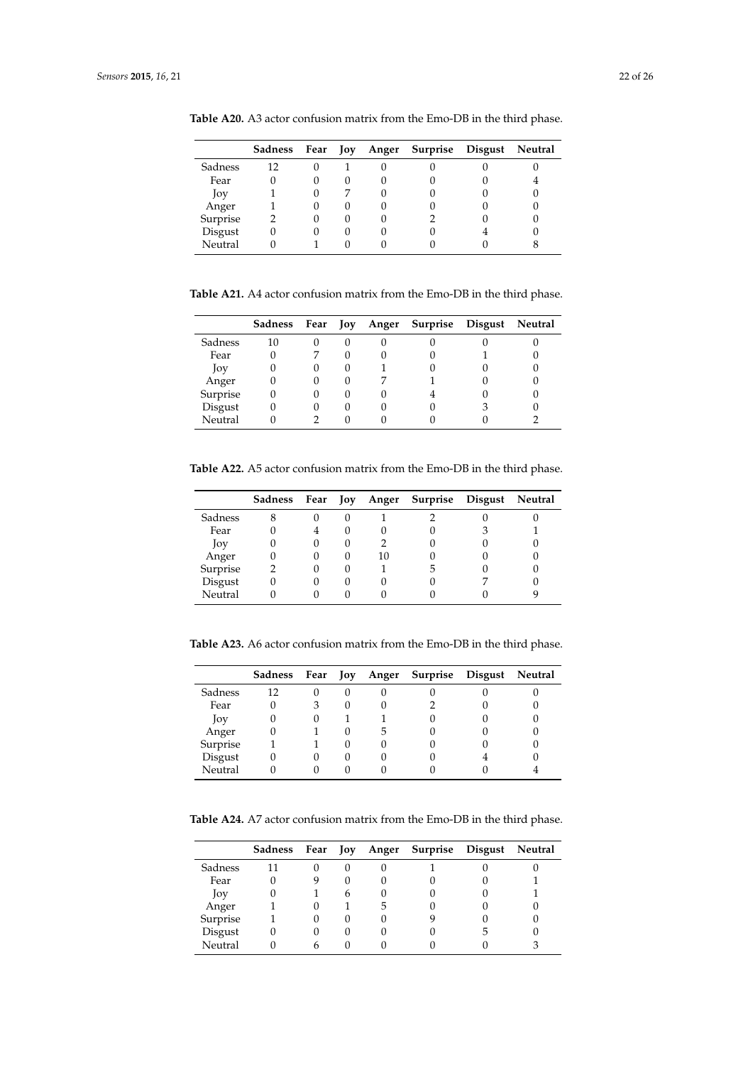**Table A20.** A3 actor confusion matrix from the Emo-DB in the third phase.

| | Sadness | Fear | Joy | Anger | Surprise | Disgust | Neutral |
|---|---|---|---|---|---|---|---|
| Sadness | 12 | 0 | 1 | 0 | 0 | 0 | 0 |
| Fear | 0 | 0 | 0 | 0 | 0 | 0 | 4 |
| Joy | 1 | 0 | 7 | 0 | 0 | 0 | 0 |
| Anger | 1 | 0 | 0 | 0 | 0 | 0 | 0 |
| Surprise | 2 | 0 | 0 | 0 | 2 | 0 | 0 |
| Disgust | 0 | 0 | 0 | 0 | 0 | 4 | 0 |
| Neutral | 0 | 1 | 0 | 0 | 0 | 0 | 8 |

**Table A21.** A4 actor confusion matrix from the Emo-DB in the third phase.

| | Sadness | Fear | Joy | Anger | Surprise | Disgust | Neutral |
|---|---|---|---|---|---|---|---|
| Sadness | 10 | 0 | 0 | 0 | 0 | 0 | 0 |
| Fear | 0 | 7 | 0 | 0 | 0 | 1 | 0 |
| Joy | 0 | 0 | 0 | 1 | 0 | 0 | 0 |
| Anger | 0 | 0 | 0 | 7 | 1 | 0 | 0 |
| Surprise | 0 | 0 | 0 | 0 | 4 | 0 | 0 |
| Disgust | 0 | 0 | 0 | 0 | 0 | 3 | 0 |
| Neutral | 0 | 2 | 0 | 0 | 0 | 0 | 2 |

**Table A22.** A5 actor confusion matrix from the Emo-DB in the third phase.

| | Sadness | Fear | Joy | Anger | Surprise | Disgust | Neutral |
|---|---|---|---|---|---|---|---|
| Sadness | 8 | 0 | 0 | 1 | 2 | 0 | 0 |
| Fear | 0 | 4 | 0 | 0 | 0 | 3 | 1 |
| Joy | 0 | 0 | 0 | 2 | 0 | 0 | 0 |
| Anger | 0 | 0 | 0 | 10 | 0 | 0 | 0 |
| Surprise | 2 | 0 | 0 | 1 | 5 | 0 | 0 |
| Disgust | 0 | 0 | 0 | 0 | 0 | 7 | 0 |
| Neutral | 0 | 0 | 0 | 0 | 0 | 0 | 9 |

**Table A23.** A6 actor confusion matrix from the Emo-DB in the third phase.

| | Sadness | Fear | Joy | Anger | Surprise | Disgust | Neutral |
|---|---|---|---|---|---|---|---|
| Sadness | 12 | 0 | 0 | 0 | 0 | 0 | 0 |
| Fear | 0 | 3 | 0 | 0 | 2 | 0 | 0 |
| Joy | 0 | 0 | 1 | 1 | 0 | 0 | 0 |
| Anger | 0 | 1 | 0 | 5 | 0 | 0 | 0 |
| Surprise | 1 | 1 | 0 | 0 | 0 | 0 | 0 |
| Disgust | 0 | 0 | 0 | 0 | 0 | 4 | 0 |
| Neutral | 0 | 0 | 0 | 0 | 0 | 0 | 4 |

**Table A24.** A7 actor confusion matrix from the Emo-DB in the third phase.

| | Sadness | Fear | Joy | Anger | Surprise | Disgust | Neutral |
|---|---|---|---|---|---|---|---|
| Sadness | 11 | 0 | 0 | 0 | 1 | 0 | 0 |
| Fear | 0 | 9 | 0 | 0 | 0 | 0 | 1 |
| Joy | 0 | 1 | 6 | 0 | 0 | 0 | 1 |
| Anger | 1 | 0 | 1 | 5 | 0 | 0 | 0 |
| Surprise | 1 | 0 | 0 | 0 | 9 | 0 | 0 |
| Disgust | 0 | 0 | 0 | 0 | 0 | 5 | 0 |
| Neutral | 0 | 6 | 0 | 0 | 0 | 0 | 3 |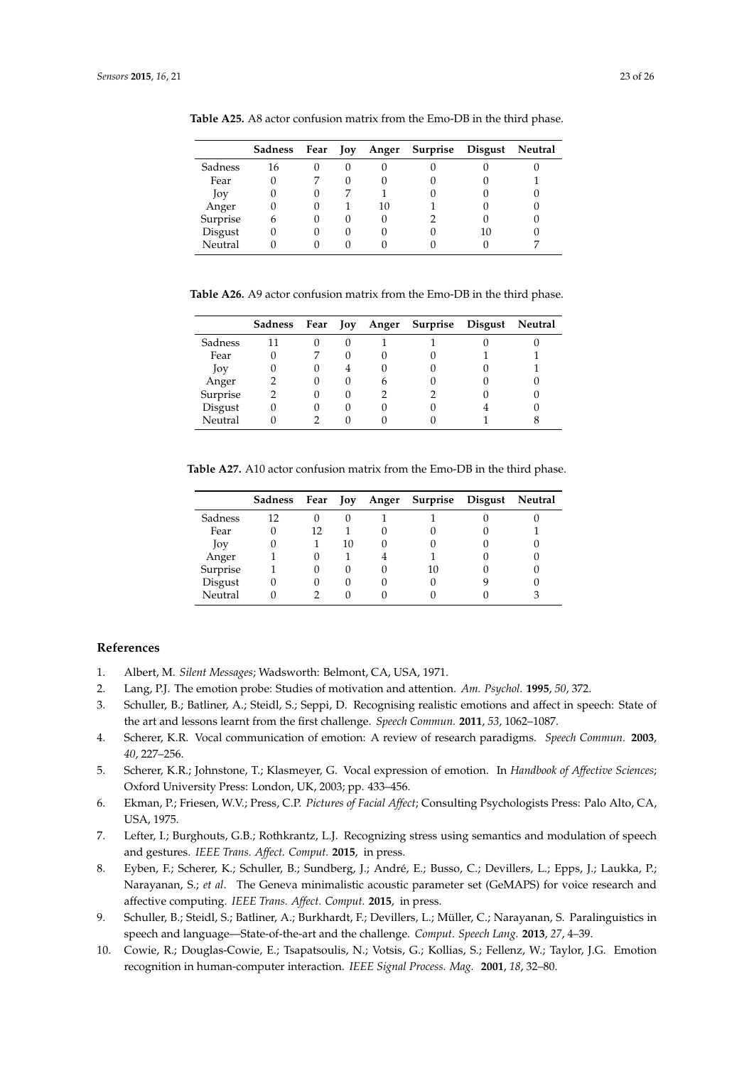**Table A25.** A8 actor confusion matrix from the Emo-DB in the third phase.

| | Sadness | Fear | Joy | Anger | Surprise | Disgust | Neutral |
|---|---|---|---|---|---|---|---|
| Sadness | 16 | 0 | 0 | 0 | 0 | 0 | 0 |
| Fear | 0 | 7 | 0 | 0 | 0 | 0 | 1 |
| Joy | 0 | 0 | 7 | 1 | 0 | 0 | 0 |
| Anger | 0 | 0 | 1 | 10 | 1 | 0 | 0 |
| Surprise | 6 | 0 | 0 | 0 | 2 | 0 | 0 |
| Disgust | 0 | 0 | 0 | 0 | 0 | 10 | 0 |
| Neutral | 0 | 0 | 0 | 0 | 0 | 0 | 7 |

**Table A26.** A9 actor confusion matrix from the Emo-DB in the third phase.

| | Sadness | Fear | Joy | Anger | Surprise | Disgust | Neutral |
|---|---|---|---|---|---|---|---|
| Sadness | 11 | 0 | 0 | 1 | 1 | 0 | 0 |
| Fear | 0 | 7 | 0 | 0 | 0 | 1 | 1 |
| Joy | 0 | 0 | 4 | 0 | 0 | 0 | 1 |
| Anger | 2 | 0 | 0 | 6 | 0 | 0 | 0 |
| Surprise | 2 | 0 | 0 | 2 | 2 | 0 | 0 |
| Disgust | 0 | 0 | 0 | 0 | 0 | 4 | 0 |
| Neutral | 0 | 2 | 0 | 0 | 0 | 1 | 8 |

**Table A27.** A10 actor confusion matrix from the Emo-DB in the third phase.

| | Sadness | Fear | Joy | Anger | Surprise | Disgust | Neutral |
|---|---|---|---|---|---|---|---|
| Sadness | 12 | 0 | 0 | 1 | 1 | 0 | 0 |
| Fear | 0 | 12 | 1 | 0 | 0 | 0 | 1 |
| Joy | 0 | 1 | 10 | 0 | 0 | 0 | 0 |
| Anger | 1 | 0 | 1 | 4 | 1 | 0 | 0 |
| Surprise | 1 | 0 | 0 | 0 | 10 | 0 | 0 |
| Disgust | 0 | 0 | 0 | 0 | 0 | 9 | 0 |
| Neutral | 0 | 2 | 0 | 0 | 0 | 0 | 3 |

## References

1. Albert, M. *Silent Messages*; Wadsworth: Belmont, CA, USA, 1971.
2. Lang, P.J. The emotion probe: Studies of motivation and attention. *Am. Psychol.* **1995**, *50*, 372.
3. Schuller, B.; Batliner, A.; Steidl, S.; Seppi, D. Recognising realistic emotions and affect in speech: State of the art and lessons learnt from the first challenge. *Speech Commun.* **2011**, *53*, 1062–1087.
4. Scherer, K.R. Vocal communication of emotion: A review of research paradigms. *Speech Commun.* **2003**, *40*, 227–256.
5. Scherer, K.R.; Johnstone, T.; Klasmeyer, G. Vocal expression of emotion. In *Handbook of Affective Sciences*; Oxford University Press: London, UK, 2003; pp. 433–456.
6. Ekman, P.; Friesen, W.V.; Press, C.P. *Pictures of Facial Affect*; Consulting Psychologists Press: Palo Alto, CA, USA, 1975.
7. Lefter, I.; Burghouts, G.B.; Rothkrantz, L.J. Recognizing stress using semantics and modulation of speech and gestures. *IEEE Trans. Affect. Comput.* **2015**, in press.
8. Eyben, F.; Scherer, K.; Schuller, B.; Sundberg, J.; André, E.; Busso, C.; Devillers, L.; Epps, J.; Laukka, P.; Narayanan, S.; *et al.* The Geneva minimalistic acoustic parameter set (GeMAPS) for voice research and affective computing. *IEEE Trans. Affect. Comput.* **2015**, in press.
9. Schuller, B.; Steidl, S.; Batliner, A.; Burkhardt, F.; Devillers, L.; Müller, C.; Narayanan, S. Paralinguistics in speech and language—State-of-the-art and the challenge. *Comput. Speech Lang.* **2013**, *27*, 4–39.
10. Cowie, R.; Douglas-Cowie, E.; Tsapatsoulis, N.; Votsis, G.; Kollias, S.; Fellenz, W.; Taylor, J.G. Emotion recognition in human-computer interaction. *IEEE Signal Process. Mag.* **2001**, *18*, 32–80.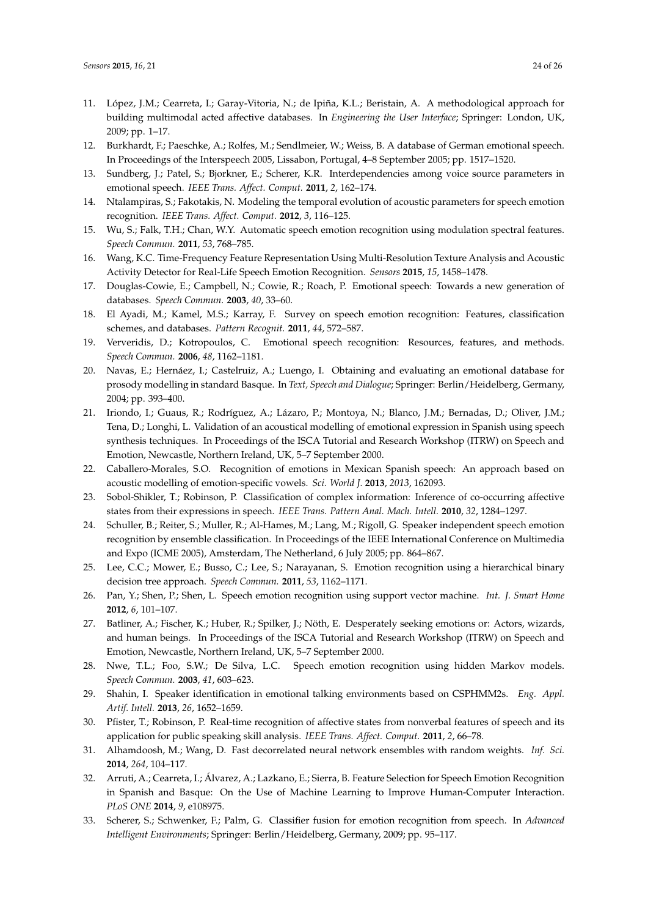11. López, J.M.; Cearreta, I.; Garay-Vitoria, N.; de Ipiña, K.L.; Beristain, A. A methodological approach for building multimodal acted affective databases. In *Engineering the User Interface*; Springer: London, UK, 2009; pp. 1–17.
12. Burkhardt, F.; Paeschke, A.; Rolfes, M.; Sendlmeier, W.; Weiss, B. A database of German emotional speech. In Proceedings of the Interspeech 2005, Lissabon, Portugal, 4–8 September 2005; pp. 1517–1520.
13. Sundberg, J.; Patel, S.; Bjorkner, E.; Scherer, K.R. Interdependencies among voice source parameters in emotional speech. *IEEE Trans. Affect. Comput.* **2011**, *2*, 162–174.
14. Ntalampiras, S.; Fakotakis, N. Modeling the temporal evolution of acoustic parameters for speech emotion recognition. *IEEE Trans. Affect. Comput.* **2012**, *3*, 116–125.
15. Wu, S.; Falk, T.H.; Chan, W.Y. Automatic speech emotion recognition using modulation spectral features. *Speech Commun.* **2011**, *53*, 768–785.
16. Wang, K.C. Time-Frequency Feature Representation Using Multi-Resolution Texture Analysis and Acoustic Activity Detector for Real-Life Speech Emotion Recognition. *Sensors* **2015**, *15*, 1458–1478.
17. Douglas-Cowie, E.; Campbell, N.; Cowie, R.; Roach, P. Emotional speech: Towards a new generation of databases. *Speech Commun.* **2003**, *40*, 33–60.
18. El Ayadi, M.; Kamel, M.S.; Karray, F. Survey on speech emotion recognition: Features, classification schemes, and databases. *Pattern Recognit.* **2011**, *44*, 572–587.
19. Ververidis, D.; Kotropoulos, C. Emotional speech recognition: Resources, features, and methods. *Speech Commun.* **2006**, *48*, 1162–1181.
20. Navas, E.; Hernáez, I.; Castelruiz, A.; Luengo, I. Obtaining and evaluating an emotional database for prosody modelling in standard Basque. In *Text, Speech and Dialogue*; Springer: Berlin/Heidelberg, Germany, 2004; pp. 393–400.
21. Iriondo, I.; Guaus, R.; Rodríguez, A.; Lázaro, P.; Montoya, N.; Blanco, J.M.; Bernadas, D.; Oliver, J.M.; Tena, D.; Longhi, L. Validation of an acoustical modelling of emotional expression in Spanish using speech synthesis techniques. In Proceedings of the ISCA Tutorial and Research Workshop (ITRW) on Speech and Emotion, Newcastle, Northern Ireland, UK, 5–7 September 2000.
22. Caballero-Morales, S.O. Recognition of emotions in Mexican Spanish speech: An approach based on acoustic modelling of emotion-specific vowels. *Sci. World J.* **2013**, *2013*, 162093.
23. Sobol-Shikler, T.; Robinson, P. Classification of complex information: Inference of co-occurring affective states from their expressions in speech. *IEEE Trans. Pattern Anal. Mach. Intell.* **2010**, *32*, 1284–1297.
24. Schuller, B.; Reiter, S.; Muller, R.; Al-Hames, M.; Lang, M.; Rigoll, G. Speaker independent speech emotion recognition by ensemble classification. In Proceedings of the IEEE International Conference on Multimedia and Expo (ICME 2005), Amsterdam, The Netherland, 6 July 2005; pp. 864–867.
25. Lee, C.C.; Mower, E.; Busso, C.; Lee, S.; Narayanan, S. Emotion recognition using a hierarchical binary decision tree approach. *Speech Commun.* **2011**, *53*, 1162–1171.
26. Pan, Y.; Shen, P.; Shen, L. Speech emotion recognition using support vector machine. *Int. J. Smart Home* **2012**, *6*, 101–107.
27. Batliner, A.; Fischer, K.; Huber, R.; Spilker, J.; Nöth, E. Desperately seeking emotions or: Actors, wizards, and human beings. In Proceedings of the ISCA Tutorial and Research Workshop (ITRW) on Speech and Emotion, Newcastle, Northern Ireland, UK, 5–7 September 2000.
28. Nwe, T.L.; Foo, S.W.; De Silva, L.C. Speech emotion recognition using hidden Markov models. *Speech Commun.* **2003**, *41*, 603–623.
29. Shahin, I. Speaker identification in emotional talking environments based on CSPHMM2s. *Eng. Appl. Artif. Intell.* **2013**, *26*, 1652–1659.
30. Pfister, T.; Robinson, P. Real-time recognition of affective states from nonverbal features of speech and its application for public speaking skill analysis. *IEEE Trans. Affect. Comput.* **2011**, *2*, 66–78.
31. Alhamdoosh, M.; Wang, D. Fast decorrelated neural network ensembles with random weights. *Inf. Sci.* **2014**, *264*, 104–117.
32. Arruti, A.; Cearreta, I.; Álvarez, A.; Lazkano, E.; Sierra, B. Feature Selection for Speech Emotion Recognition in Spanish and Basque: On the Use of Machine Learning to Improve Human-Computer Interaction. *PLoS ONE* **2014**, *9*, e108975.
33. Scherer, S.; Schwenker, F.; Palm, G. Classifier fusion for emotion recognition from speech. In *Advanced Intelligent Environments*; Springer: Berlin/Heidelberg, Germany, 2009; pp. 95–117.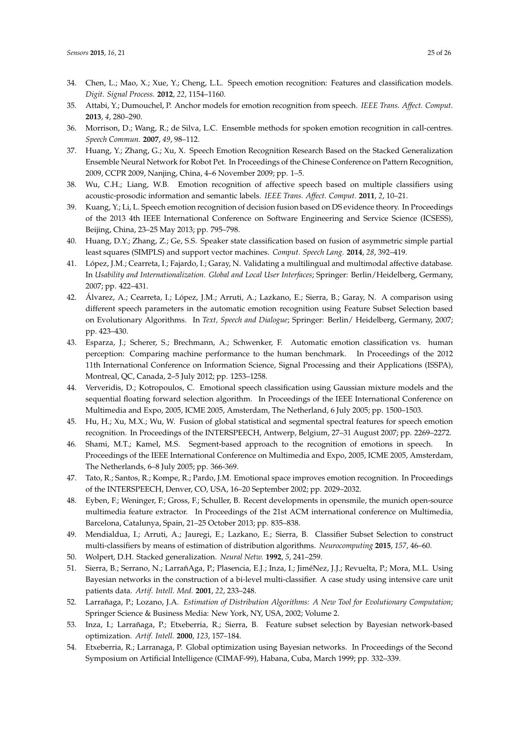34. Chen, L.; Mao, X.; Xue, Y.; Cheng, L.L. Speech emotion recognition: Features and classification models. *Digit. Signal Process.* **2012**, *22*, 1154–1160.
35. Attabi, Y.; Dumouchel, P. Anchor models for emotion recognition from speech. *IEEE Trans. Affect. Comput.* **2013**, *4*, 280–290.
36. Morrison, D.; Wang, R.; de Silva, L.C. Ensemble methods for spoken emotion recognition in call-centres. *Speech Commun.* **2007**, *49*, 98–112.
37. Huang, Y.; Zhang, G.; Xu, X. Speech Emotion Recognition Research Based on the Stacked Generalization Ensemble Neural Network for Robot Pet. In Proceedings of the Chinese Conference on Pattern Recognition, 2009, CCPR 2009, Nanjing, China, 4–6 November 2009; pp. 1–5.
38. Wu, C.H.; Liang, W.B. Emotion recognition of affective speech based on multiple classifiers using acoustic-prosodic information and semantic labels. *IEEE Trans. Affect. Comput.* **2011**, *2*, 10–21.
39. Kuang, Y.; Li, L. Speech emotion recognition of decision fusion based on DS evidence theory. In Proceedings of the 2013 4th IEEE International Conference on Software Engineering and Service Science (ICSESS), Beijing, China, 23–25 May 2013; pp. 795–798.
40. Huang, D.Y.; Zhang, Z.; Ge, S.S. Speaker state classification based on fusion of asymmetric simple partial least squares (SIMPLS) and support vector machines. *Comput. Speech Lang.* **2014**, *28*, 392–419.
41. López, J.M.; Cearreta, I.; Fajardo, I.; Garay, N. Validating a multilingual and multimodal affective database. In *Usability and Internationalization. Global and Local User Interfaces*; Springer: Berlin/Heidelberg, Germany, 2007; pp. 422–431.
42. Álvarez, A.; Cearreta, I.; López, J.M.; Arruti, A.; Lazkano, E.; Sierra, B.; Garay, N. A comparison using different speech parameters in the automatic emotion recognition using Feature Subset Selection based on Evolutionary Algorithms. In *Text, Speech and Dialogue*; Springer: Berlin/ Heidelberg, Germany, 2007; pp. 423–430.
43. Esparza, J.; Scherer, S.; Brechmann, A.; Schwenker, F. Automatic emotion classification vs. human perception: Comparing machine performance to the human benchmark. In Proceedings of the 2012 11th International Conference on Information Science, Signal Processing and their Applications (ISSPA), Montreal, QC, Canada, 2–5 July 2012; pp. 1253–1258.
44. Ververidis, D.; Kotropoulos, C. Emotional speech classification using Gaussian mixture models and the sequential floating forward selection algorithm. In Proceedings of the IEEE International Conference on Multimedia and Expo, 2005, ICME 2005, Amsterdam, The Netherland, 6 July 2005; pp. 1500–1503.
45. Hu, H.; Xu, M.X.; Wu, W. Fusion of global statistical and segmental spectral features for speech emotion recognition. In Proceedings of the INTERSPEECH, Antwerp, Belgium, 27–31 August 2007; pp. 2269–2272.
46. Shami, M.T.; Kamel, M.S. Segment-based approach to the recognition of emotions in speech. In Proceedings of the IEEE International Conference on Multimedia and Expo, 2005, ICME 2005, Amsterdam, The Netherlands, 6–8 July 2005; pp. 366-369.
47. Tato, R.; Santos, R.; Kompe, R.; Pardo, J.M. Emotional space improves emotion recognition. In Proceedings of the INTERSPEECH, Denver, CO, USA, 16–20 September 2002; pp. 2029–2032.
48. Eyben, F.; Weninger, F.; Gross, F.; Schuller, B. Recent developments in opensmile, the munich open-source multimedia feature extractor. In Proceedings of the 21st ACM international conference on Multimedia, Barcelona, Catalunya, Spain, 21–25 October 2013; pp. 835–838.
49. Mendialdua, I.; Arruti, A.; Jauregi, E.; Lazkano, E.; Sierra, B. Classifier Subset Selection to construct multi-classifiers by means of estimation of distribution algorithms. *Neurocomputing* **2015**, *157*, 46–60.
50. Wolpert, D.H. Stacked generalization. *Neural Netw.* **1992**, *5*, 241–259.
51. Sierra, B.; Serrano, N.; LarrañAga, P.; Plasencia, E.J.; Inza, I.; JiméNez, J.J.; Revuelta, P.; Mora, M.L. Using Bayesian networks in the construction of a bi-level multi-classifier. A case study using intensive care unit patients data. *Artif. Intell. Med.* **2001**, *22*, 233–248.
52. Larrañaga, P.; Lozano, J.A. *Estimation of Distribution Algorithms: A New Tool for Evolutionary Computation*; Springer Science & Business Media: New York, NY, USA, 2002; Volume 2.
53. Inza, I.; Larrañaga, P.; Etxeberria, R.; Sierra, B. Feature subset selection by Bayesian network-based optimization. *Artif. Intell.* **2000**, *123*, 157–184.
54. Etxeberria, R.; Larranaga, P. Global optimization using Bayesian networks. In Proceedings of the Second Symposium on Artificial Intelligence (CIMAF-99), Habana, Cuba, March 1999; pp. 332–339.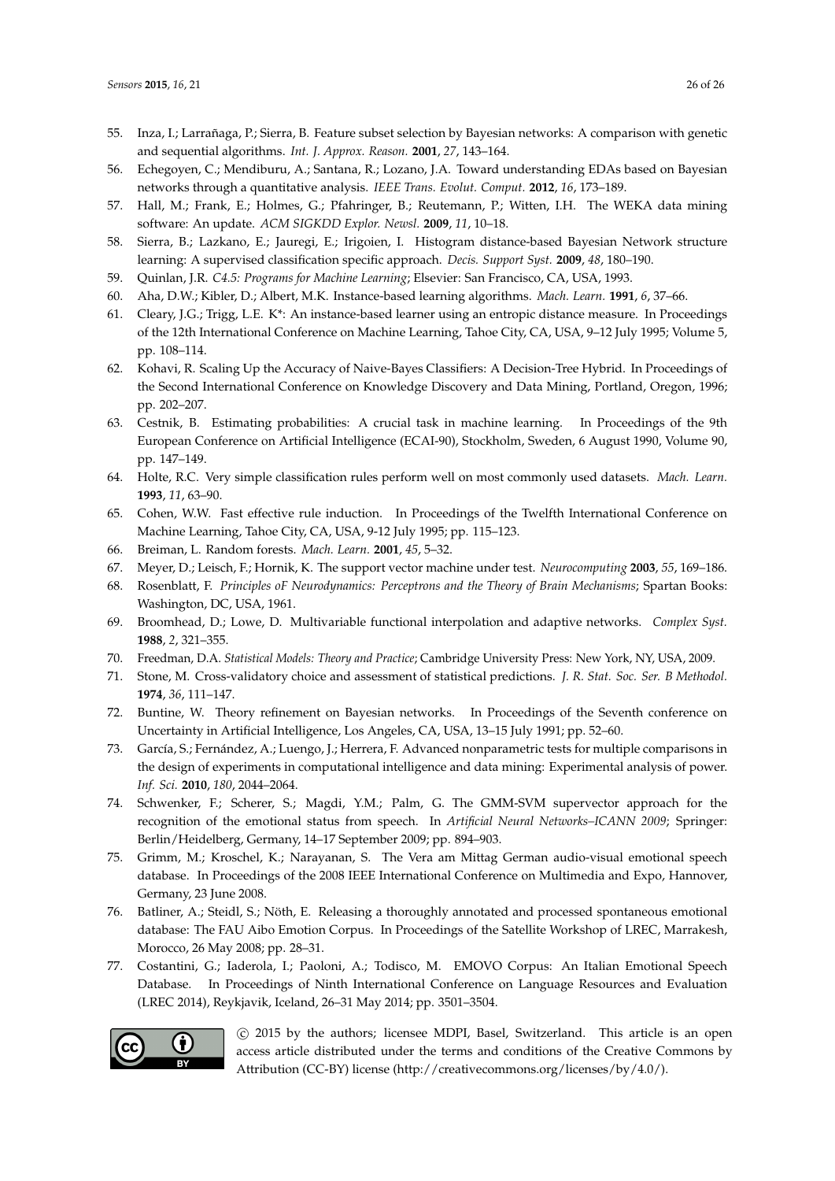55. Inza, I.; Larrañaga, P.; Sierra, B. Feature subset selection by Bayesian networks: A comparison with genetic and sequential algorithms. *Int. J. Approx. Reason.* **2001**, *27*, 143–164.
56. Echegoyen, C.; Mendiburu, A.; Santana, R.; Lozano, J.A. Toward understanding EDAs based on Bayesian networks through a quantitative analysis. *IEEE Trans. Evolut. Comput.* **2012**, *16*, 173–189.
57. Hall, M.; Frank, E.; Holmes, G.; Pfahringer, B.; Reutemann, P.; Witten, I.H. The WEKA data mining software: An update. *ACM SIGKDD Explor. Newsl.* **2009**, *11*, 10–18.
58. Sierra, B.; Lazkano, E.; Jauregi, E.; Irigoien, I. Histogram distance-based Bayesian Network structure learning: A supervised classification specific approach. *Decis. Support Syst.* **2009**, *48*, 180–190.
59. Quinlan, J.R. *C4.5: Programs for Machine Learning*; Elsevier: San Francisco, CA, USA, 1993.
60. Aha, D.W.; Kibler, D.; Albert, M.K. Instance-based learning algorithms. *Mach. Learn.* **1991**, *6*, 37–66.
61. Cleary, J.G.; Trigg, L.E. K*: An instance-based learner using an entropic distance measure. In Proceedings of the 12th International Conference on Machine Learning, Tahoe City, CA, USA, 9–12 July 1995; Volume 5, pp. 108–114.
62. Kohavi, R. Scaling Up the Accuracy of Naive-Bayes Classifiers: A Decision-Tree Hybrid. In Proceedings of the Second International Conference on Knowledge Discovery and Data Mining, Portland, Oregon, 1996; pp. 202–207.
63. Cestnik, B. Estimating probabilities: A crucial task in machine learning. In Proceedings of the 9th European Conference on Artificial Intelligence (ECAI-90), Stockholm, Sweden, 6 August 1990, Volume 90, pp. 147–149.
64. Holte, R.C. Very simple classification rules perform well on most commonly used datasets. *Mach. Learn.* **1993**, *11*, 63–90.
65. Cohen, W.W. Fast effective rule induction. In Proceedings of the Twelfth International Conference on Machine Learning, Tahoe City, CA, USA, 9-12 July 1995; pp. 115–123.
66. Breiman, L. Random forests. *Mach. Learn.* **2001**, *45*, 5–32.
67. Meyer, D.; Leisch, F.; Hornik, K. The support vector machine under test. *Neurocomputing* **2003**, *55*, 169–186.
68. Rosenblatt, F. *Principles oF Neurodynamics: Perceptrons and the Theory of Brain Mechanisms*; Spartan Books: Washington, DC, USA, 1961.
69. Broomhead, D.; Lowe, D. Multivariable functional interpolation and adaptive networks. *Complex Syst.* **1988**, *2*, 321–355.
70. Freedman, D.A. *Statistical Models: Theory and Practice*; Cambridge University Press: New York, NY, USA, 2009.
71. Stone, M. Cross-validatory choice and assessment of statistical predictions. *J. R. Stat. Soc. Ser. B Methodol.* **1974**, *36*, 111–147.
72. Buntine, W. Theory refinement on Bayesian networks. In Proceedings of the Seventh conference on Uncertainty in Artificial Intelligence, Los Angeles, CA, USA, 13–15 July 1991; pp. 52–60.
73. García, S.; Fernández, A.; Luengo, J.; Herrera, F. Advanced nonparametric tests for multiple comparisons in the design of experiments in computational intelligence and data mining: Experimental analysis of power. *Inf. Sci.* **2010**, *180*, 2044–2064.
74. Schwenker, F.; Scherer, S.; Magdi, Y.M.; Palm, G. The GMM-SVM supervector approach for the recognition of the emotional status from speech. In *Artificial Neural Networks–ICANN 2009*; Springer: Berlin/Heidelberg, Germany, 14–17 September 2009; pp. 894–903.
75. Grimm, M.; Kroschel, K.; Narayanan, S. The Vera am Mittag German audio-visual emotional speech database. In Proceedings of the 2008 IEEE International Conference on Multimedia and Expo, Hannover, Germany, 23 June 2008.
76. Batliner, A.; Steidl, S.; Nöth, E. Releasing a thoroughly annotated and processed spontaneous emotional database: The FAU Aibo Emotion Corpus. In Proceedings of the Satellite Workshop of LREC, Marrakesh, Morocco, 26 May 2008; pp. 28–31.
77. Costantini, G.; Iaderola, I.; Paoloni, A.; Todisco, M. EMOVO Corpus: An Italian Emotional Speech Database. In Proceedings of Ninth International Conference on Language Resources and Evaluation (LREC 2014), Reykjavik, Iceland, 26–31 May 2014; pp. 3501–3504.

© 2015 by the authors; licensee MDPI, Basel, Switzerland. This article is an open access article distributed under the terms and conditions of the Creative Commons by Attribution (CC-BY) license (http://creativecommons.org/licenses/by/4.0/).